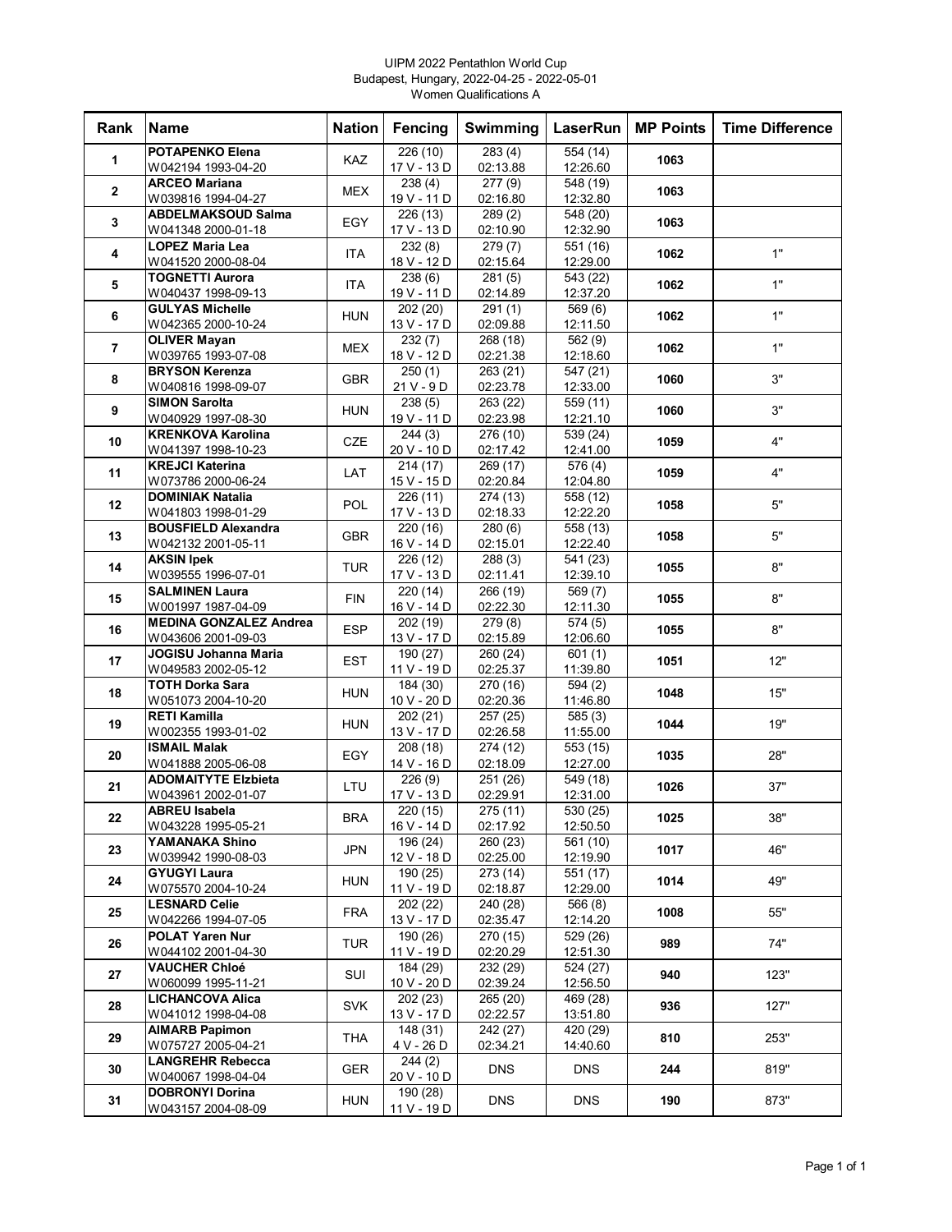UIPM 2022 Pentathlon World Cup
Budapest, Hungary, 2022-04-25 - 2022-05-01
Women Qualifications A

| Rank | Name | Nation | Fencing | Swimming | LaserRun | MP Points | Time Difference |
|---|---|---|---|---|---|---|---|
| 1 | POTAPENKO Elena<br>W042194 1993-04-20 | KAZ | 226 (10)<br>17 V - 13 D | 283 (4)<br>02:13.88 | 554 (14)<br>12:26.60 | 1063 | |
| 2 | ARCEO Mariana<br>W039816 1994-04-27 | MEX | 238 (4)<br>19 V - 11 D | 277 (9)<br>02:16.80 | 548 (19)<br>12:32.80 | 1063 | |
| 3 | ABDELMAKSOUD Salma<br>W041348 2000-01-18 | EGY | 226 (13)<br>17 V - 13 D | 289 (2)<br>02:10.90 | 548 (20)<br>12:32.90 | 1063 | |
| 4 | LOPEZ Maria Lea<br>W041520 2000-08-04 | ITA | 232 (8)<br>18 V - 12 D | 279 (7)<br>02:15.64 | 551 (16)<br>12:29.00 | 1062 | 1" |
| 5 | TOGNETTI Aurora<br>W040437 1998-09-13 | ITA | 238 (6)<br>19 V - 11 D | 281 (5)<br>02:14.89 | 543 (22)<br>12:37.20 | 1062 | 1" |
| 6 | GULYAS Michelle<br>W042365 2000-10-24 | HUN | 202 (20)<br>13 V - 17 D | 291 (1)<br>02:09.88 | 569 (6)<br>12:11.50 | 1062 | 1" |
| 7 | OLIVER Mayan<br>W039765 1993-07-08 | MEX | 232 (7)<br>18 V - 12 D | 268 (18)<br>02:21.38 | 562 (9)<br>12:18.60 | 1062 | 1" |
| 8 | BRYSON Kerenza<br>W040816 1998-09-07 | GBR | 250 (1)<br>21 V - 9 D | 263 (21)<br>02:23.78 | 547 (21)<br>12:33.00 | 1060 | 3" |
| 9 | SIMON Sarolta<br>W040929 1997-08-30 | HUN | 238 (5)<br>19 V - 11 D | 263 (22)<br>02:23.98 | 559 (11)<br>12:21.10 | 1060 | 3" |
| 10 | KRENKOVA Karolina<br>W041397 1998-10-23 | CZE | 244 (3)<br>20 V - 10 D | 276 (10)<br>02:17.42 | 539 (24)<br>12:41.00 | 1059 | 4" |
| 11 | KREJCI Katerina<br>W073786 2000-06-24 | LAT | 214 (17)<br>15 V - 15 D | 269 (17)<br>02:20.84 | 576 (4)<br>12:04.80 | 1059 | 4" |
| 12 | DOMINIAK Natalia<br>W041803 1998-01-29 | POL | 226 (11)<br>17 V - 13 D | 274 (13)<br>02:18.33 | 558 (12)<br>12:22.20 | 1058 | 5" |
| 13 | BOUSFIELD Alexandra<br>W042132 2001-05-11 | GBR | 220 (16)<br>16 V - 14 D | 280 (6)<br>02:15.01 | 558 (13)<br>12:22.40 | 1058 | 5" |
| 14 | AKSIN Ipek<br>W039555 1996-07-01 | TUR | 226 (12)<br>17 V - 13 D | 288 (3)<br>02:11.41 | 541 (23)<br>12:39.10 | 1055 | 8" |
| 15 | SALMINEN Laura<br>W001997 1987-04-09 | FIN | 220 (14)<br>16 V - 14 D | 266 (19)<br>02:22.30 | 569 (7)<br>12:11.30 | 1055 | 8" |
| 16 | MEDINA GONZALEZ Andrea<br>W043606 2001-09-03 | ESP | 202 (19)<br>13 V - 17 D | 279 (8)<br>02:15.89 | 574 (5)<br>12:06.60 | 1055 | 8" |
| 17 | JOGISU Johanna Maria<br>W049583 2002-05-12 | EST | 190 (27)<br>11 V - 19 D | 260 (24)<br>02:25.37 | 601 (1)<br>11:39.80 | 1051 | 12" |
| 18 | TOTH Dorka Sara<br>W051073 2004-10-20 | HUN | 184 (30)<br>10 V - 20 D | 270 (16)<br>02:20.36 | 594 (2)<br>11:46.80 | 1048 | 15" |
| 19 | RETI Kamilla<br>W002355 1993-01-02 | HUN | 202 (21)<br>13 V - 17 D | 257 (25)<br>02:26.58 | 585 (3)<br>11:55.00 | 1044 | 19" |
| 20 | ISMAIL Malak<br>W041888 2005-06-08 | EGY | 208 (18)<br>14 V - 16 D | 274 (12)<br>02:18.09 | 553 (15)<br>12:27.00 | 1035 | 28" |
| 21 | ADOMAITYTE Elzbieta<br>W043961 2002-01-07 | LTU | 226 (9)<br>17 V - 13 D | 251 (26)<br>02:29.91 | 549 (18)<br>12:31.00 | 1026 | 37" |
| 22 | ABREU Isabela<br>W043228 1995-05-21 | BRA | 220 (15)<br>16 V - 14 D | 275 (11)<br>02:17.92 | 530 (25)<br>12:50.50 | 1025 | 38" |
| 23 | YAMANAKA Shino<br>W039942 1990-08-03 | JPN | 196 (24)<br>12 V - 18 D | 260 (23)<br>02:25.00 | 561 (10)<br>12:19.90 | 1017 | 46" |
| 24 | GYUGYI Laura<br>W075570 2004-10-24 | HUN | 190 (25)<br>11 V - 19 D | 273 (14)<br>02:18.87 | 551 (17)<br>12:29.00 | 1014 | 49" |
| 25 | LESNARD Celie<br>W042266 1994-07-05 | FRA | 202 (22)<br>13 V - 17 D | 240 (28)<br>02:35.47 | 566 (8)<br>12:14.20 | 1008 | 55" |
| 26 | POLAT Yaren Nur<br>W044102 2001-04-30 | TUR | 190 (26)<br>11 V - 19 D | 270 (15)<br>02:20.29 | 529 (26)<br>12:51.30 | 989 | 74" |
| 27 | VAUCHER Chloé<br>W060099 1995-11-21 | SUI | 184 (29)<br>10 V - 20 D | 232 (29)<br>02:39.24 | 524 (27)<br>12:56.50 | 940 | 123" |
| 28 | LICHANCOVA Alica<br>W041012 1998-04-08 | SVK | 202 (23)<br>13 V - 17 D | 265 (20)<br>02:22.57 | 469 (28)<br>13:51.80 | 936 | 127" |
| 29 | AIMARB Papimon<br>W075727 2005-04-21 | THA | 148 (31)<br>4 V - 26 D | 242 (27)<br>02:34.21 | 420 (29)<br>14:40.60 | 810 | 253" |
| 30 | LANGREHR Rebecca<br>W040067 1998-04-04 | GER | 244 (2)<br>20 V - 10 D | DNS | DNS | 244 | 819" |
| 31 | DOBRONYI Dorina<br>W043157 2004-08-09 | HUN | 190 (28)<br>11 V - 19 D | DNS | DNS | 190 | 873" |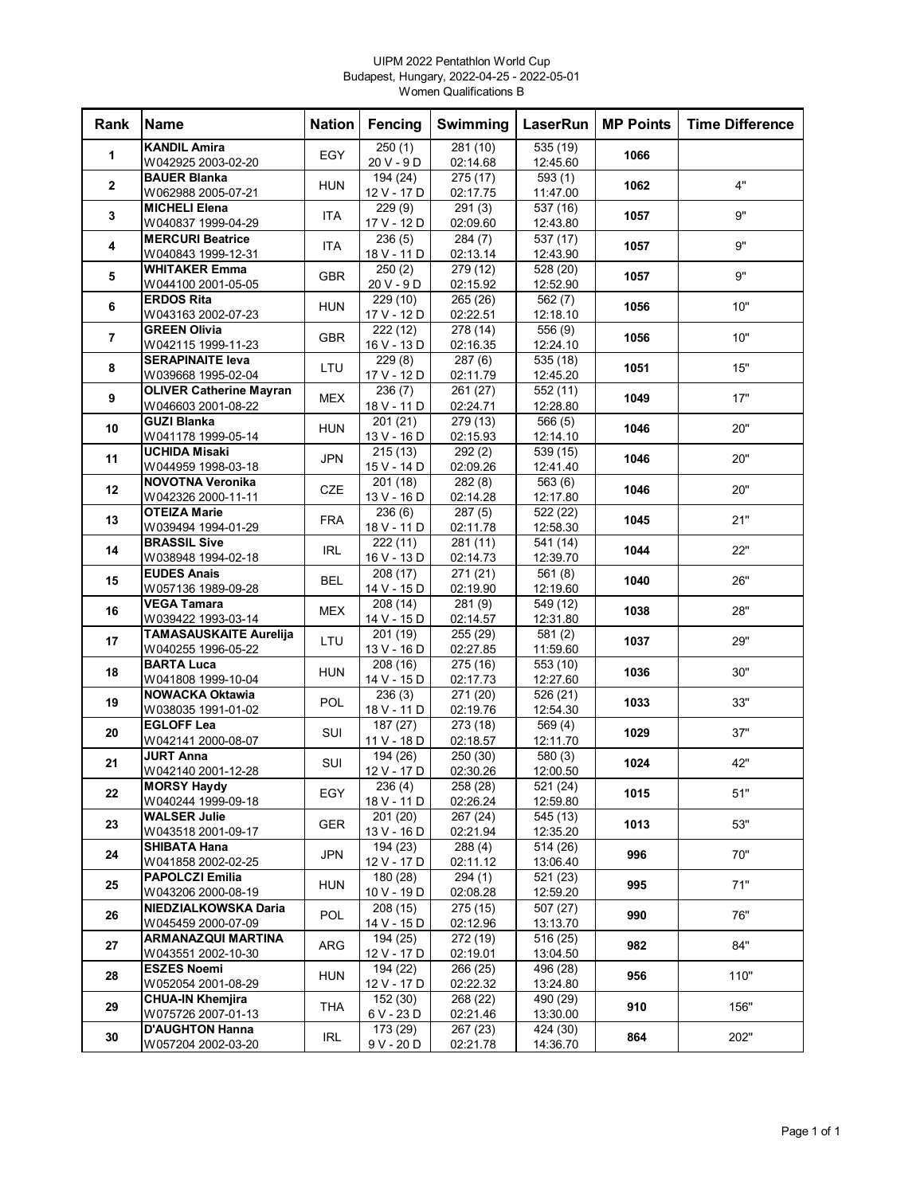UIPM 2022 Pentathlon World Cup
Budapest, Hungary, 2022-04-25 - 2022-05-01
Women Qualifications B

| Rank | Name | Nation | Fencing | Swimming | LaserRun | MP Points | Time Difference |
|---|---|---|---|---|---|---|---|
| 1 | **KANDIL Amira** W042925 2003-02-20 | EGY | 250 (1) 20 V - 9 D | 281 (10) 02:14.68 | 535 (19) 12:45.60 | **1066** | |
| 2 | **BAUER Blanka** W062988 2005-07-21 | HUN | 194 (24) 12 V - 17 D | 275 (17) 02:17.75 | 593 (1) 11:47.00 | **1062** | 4" |
| 3 | **MICHELI Elena** W040837 1999-04-29 | ITA | 229 (9) 17 V - 12 D | 291 (3) 02:09.60 | 537 (16) 12:43.80 | **1057** | 9" |
| 4 | **MERCURI Beatrice** W040843 1999-12-31 | ITA | 236 (5) 18 V - 11 D | 284 (7) 02:13.14 | 537 (17) 12:43.90 | **1057** | 9" |
| 5 | **WHITAKER Emma** W044100 2001-05-05 | GBR | 250 (2) 20 V - 9 D | 279 (12) 02:15.92 | 528 (20) 12:52.90 | **1057** | 9" |
| 6 | **ERDOS Rita** W043163 2002-07-23 | HUN | 229 (10) 17 V - 12 D | 265 (26) 02:22.51 | 562 (7) 12:18.10 | **1056** | 10" |
| 7 | **GREEN Olivia** W042115 1999-11-23 | GBR | 222 (12) 16 V - 13 D | 278 (14) 02:16.35 | 556 (9) 12:24.10 | **1056** | 10" |
| 8 | **SERAPINAITE Ieva** W039668 1995-02-04 | LTU | 229 (8) 17 V - 12 D | 287 (6) 02:11.79 | 535 (18) 12:45.20 | **1051** | 15" |
| 9 | **OLIVER Catherine Mayran** W046603 2001-08-22 | MEX | 236 (7) 18 V - 11 D | 261 (27) 02:24.71 | 552 (11) 12:28.80 | **1049** | 17" |
| 10 | **GUZI Blanka** W041178 1999-05-14 | HUN | 201 (21) 13 V - 16 D | 279 (13) 02:15.93 | 566 (5) 12:14.10 | **1046** | 20" |
| 11 | **UCHIDA Misaki** W044959 1998-03-18 | JPN | 215 (13) 15 V - 14 D | 292 (2) 02:09.26 | 539 (15) 12:41.40 | **1046** | 20" |
| 12 | **NOVOTNA Veronika** W042326 2000-11-11 | CZE | 201 (18) 13 V - 16 D | 282 (8) 02:14.28 | 563 (6) 12:17.80 | **1046** | 20" |
| 13 | **OTEIZA Marie** W039494 1994-01-29 | FRA | 236 (6) 18 V - 11 D | 287 (5) 02:11.78 | 522 (22) 12:58.30 | **1045** | 21" |
| 14 | **BRASSIL Sive** W038948 1994-02-18 | IRL | 222 (11) 16 V - 13 D | 281 (11) 02:14.73 | 541 (14) 12:39.70 | **1044** | 22" |
| 15 | **EUDES Anais** W057136 1989-09-28 | BEL | 208 (17) 14 V - 15 D | 271 (21) 02:19.90 | 561 (8) 12:19.60 | **1040** | 26" |
| 16 | **VEGA Tamara** W039422 1993-03-14 | MEX | 208 (14) 14 V - 15 D | 281 (9) 02:14.57 | 549 (12) 12:31.80 | **1038** | 28" |
| 17 | **TAMASAUSKAITE Aurelija** W040255 1996-05-22 | LTU | 201 (19) 13 V - 16 D | 255 (29) 02:27.85 | 581 (2) 11:59.60 | **1037** | 29" |
| 18 | **BARTA Luca** W041808 1999-10-04 | HUN | 208 (16) 14 V - 15 D | 275 (16) 02:17.73 | 553 (10) 12:27.60 | **1036** | 30" |
| 19 | **NOWACKA Oktawia** W038035 1991-01-02 | POL | 236 (3) 18 V - 11 D | 271 (20) 02:19.76 | 526 (21) 12:54.30 | **1033** | 33" |
| 20 | **EGLOFF Lea** W042141 2000-08-07 | SUI | 187 (27) 11 V - 18 D | 273 (18) 02:18.57 | 569 (4) 12:11.70 | **1029** | 37" |
| 21 | **JURT Anna** W042140 2001-12-28 | SUI | 194 (26) 12 V - 17 D | 250 (30) 02:30.26 | 580 (3) 12:00.50 | **1024** | 42" |
| 22 | **MORSY Haydy** W040244 1999-09-18 | EGY | 236 (4) 18 V - 11 D | 258 (28) 02:26.24 | 521 (24) 12:59.80 | **1015** | 51" |
| 23 | **WALSER Julie** W043518 2001-09-17 | GER | 201 (20) 13 V - 16 D | 267 (24) 02:21.94 | 545 (13) 12:35.20 | **1013** | 53" |
| 24 | **SHIBATA Hana** W041858 2002-02-25 | JPN | 194 (23) 12 V - 17 D | 288 (4) 02:11.12 | 514 (26) 13:06.40 | **996** | 70" |
| 25 | **PAPOLCZI Emilia** W043206 2000-08-19 | HUN | 180 (28) 10 V - 19 D | 294 (1) 02:08.28 | 521 (23) 12:59.20 | **995** | 71" |
| 26 | **NIEDZIALKOWSKA Daria** W045459 2000-07-09 | POL | 208 (15) 14 V - 15 D | 275 (15) 02:12.96 | 507 (27) 13:13.70 | **990** | 76" |
| 27 | **ARMANAZQUI MARTINA** W043551 2002-10-30 | ARG | 194 (25) 12 V - 17 D | 272 (19) 02:19.01 | 516 (25) 13:04.50 | **982** | 84" |
| 28 | **ESZES Noemi** W052054 2001-08-29 | HUN | 194 (22) 12 V - 17 D | 266 (25) 02:22.32 | 496 (28) 13:24.80 | **956** | 110" |
| 29 | **CHUA-IN Khemjira** W075726 2007-01-13 | THA | 152 (30) 6 V - 23 D | 268 (22) 02:21.46 | 490 (29) 13:30.00 | **910** | 156" |
| 30 | **D'AUGHTON Hanna** W057204 2002-03-20 | IRL | 173 (29) 9 V - 20 D | 267 (23) 02:21.78 | 424 (30) 14:36.70 | **864** | 202" |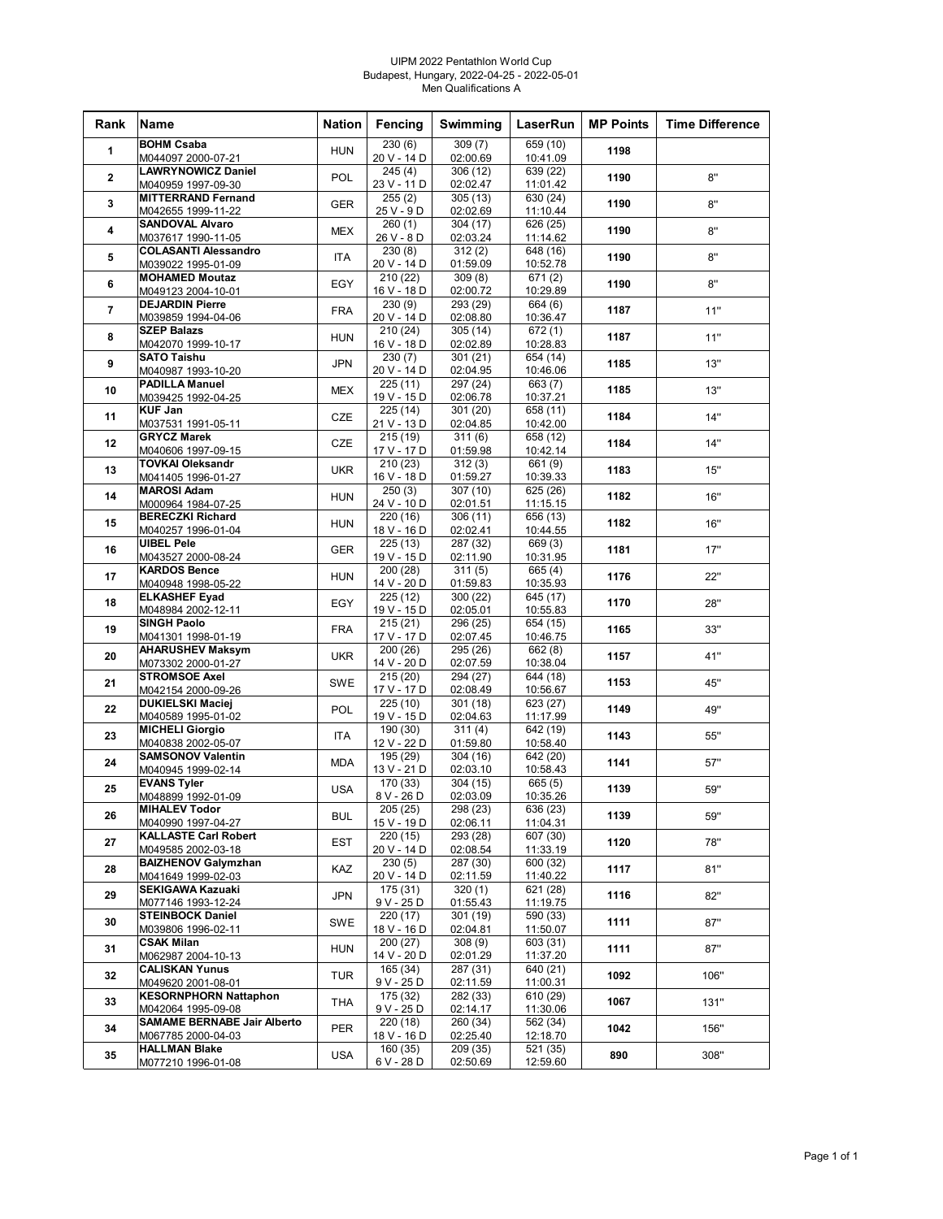UIPM 2022 Pentathlon World Cup
Budapest, Hungary, 2022-04-25 - 2022-05-01
Men Qualifications A

| Rank | Name | Nation | Fencing | Swimming | LaserRun | MP Points | Time Difference |
|---|---|---|---|---|---|---|---|
| 1 | **BOHM Csaba**<br>M044097 2000-07-21 | HUN | 230 (6)<br>20 V - 14 D | 309 (7)<br>02:00.69 | 659 (10)<br>10:41.09 | **1198** | |
| 2 | **LAWRYNOWICZ Daniel**<br>M040959 1997-09-30 | POL | 245 (4)<br>23 V - 11 D | 306 (12)<br>02:02.47 | 639 (22)<br>11:01.42 | **1190** | 8" |
| 3 | **MITTERRAND Fernand**<br>M042655 1999-11-22 | GER | 255 (2)<br>25 V - 9 D | 305 (13)<br>02:02.69 | 630 (24)<br>11:10.44 | **1190** | 8" |
| 4 | **SANDOVAL Alvaro**<br>M037617 1990-11-05 | MEX | 260 (1)<br>26 V - 8 D | 304 (17)<br>02:03.24 | 626 (25)<br>11:14.62 | **1190** | 8" |
| 5 | **COLASANTI Alessandro**<br>M039022 1995-01-09 | ITA | 230 (8)<br>20 V - 14 D | 312 (2)<br>01:59.09 | 648 (16)<br>10:52.78 | **1190** | 8" |
| 6 | **MOHAMED Moutaz**<br>M049123 2004-10-01 | EGY | 210 (22)<br>16 V - 18 D | 309 (8)<br>02:00.72 | 671 (2)<br>10:29.89 | **1190** | 8" |
| 7 | **DEJARDIN Pierre**<br>M039859 1994-04-06 | FRA | 230 (9)<br>20 V - 14 D | 293 (29)<br>02:08.80 | 664 (6)<br>10:36.47 | **1187** | 11" |
| 8 | **SZEP Balazs**<br>M042070 1999-10-17 | HUN | 210 (24)<br>16 V - 18 D | 305 (14)<br>02:02.89 | 672 (1)<br>10:28.83 | **1187** | 11" |
| 9 | **SATO Taishu**<br>M040987 1993-10-20 | JPN | 230 (7)<br>20 V - 14 D | 301 (21)<br>02:04.95 | 654 (14)<br>10:46.06 | **1185** | 13" |
| 10 | **PADILLA Manuel**<br>M039425 1992-04-25 | MEX | 225 (11)<br>19 V - 15 D | 297 (24)<br>02:06.78 | 663 (7)<br>10:37.21 | **1185** | 13" |
| 11 | **KUF Jan**<br>M037531 1991-05-11 | CZE | 225 (14)<br>21 V - 13 D | 301 (20)<br>02:04.85 | 658 (11)<br>10:42.00 | **1184** | 14" |
| 12 | **GRYCZ Marek**<br>M040606 1997-09-15 | CZE | 215 (19)<br>17 V - 17 D | 311 (6)<br>01:59.98 | 658 (12)<br>10:42.14 | **1184** | 14" |
| 13 | **TOVKAI Oleksandr**<br>M041405 1996-01-27 | UKR | 210 (23)<br>16 V - 18 D | 312 (3)<br>01:59.27 | 661 (9)<br>10:39.33 | **1183** | 15" |
| 14 | **MAROSI Adam**<br>M000964 1984-07-25 | HUN | 250 (3)<br>24 V - 10 D | 307 (10)<br>02:01.51 | 625 (26)<br>11:15.15 | **1182** | 16" |
| 15 | **BERECZKI Richard**<br>M040257 1996-01-04 | HUN | 220 (16)<br>18 V - 16 D | 306 (11)<br>02:02.41 | 656 (13)<br>10:44.55 | **1182** | 16" |
| 16 | **UIBEL Pele**<br>M043527 2000-08-24 | GER | 225 (13)<br>19 V - 15 D | 287 (32)<br>02:11.90 | 669 (3)<br>10:31.95 | **1181** | 17" |
| 17 | **KARDOS Bence**<br>M040948 1998-05-22 | HUN | 200 (28)<br>14 V - 20 D | 311 (5)<br>01:59.83 | 665 (4)<br>10:35.93 | **1176** | 22" |
| 18 | **ELKASHEF Eyad**<br>M048984 2002-12-11 | EGY | 225 (12)<br>19 V - 15 D | 300 (22)<br>02:05.01 | 645 (17)<br>10:55.83 | **1170** | 28" |
| 19 | **SINGH Paolo**<br>M041301 1998-01-19 | FRA | 215 (21)<br>17 V - 17 D | 296 (25)<br>02:07.45 | 654 (15)<br>10:46.75 | **1165** | 33" |
| 20 | **AHARUSHEV Maksym**<br>M073302 2000-01-27 | UKR | 200 (26)<br>14 V - 20 D | 295 (26)<br>02:07.59 | 662 (8)<br>10:38.04 | **1157** | 41" |
| 21 | **STROMSOE Axel**<br>M042154 2000-09-26 | SWE | 215 (20)<br>17 V - 17 D | 294 (27)<br>02:08.49 | 644 (18)<br>10:56.67 | **1153** | 45" |
| 22 | **DUKIELSKI Maciej**<br>M040589 1995-01-02 | POL | 225 (10)<br>19 V - 15 D | 301 (18)<br>02:04.63 | 623 (27)<br>11:17.99 | **1149** | 49" |
| 23 | **MICHELI Giorgio**<br>M040838 2002-05-07 | ITA | 190 (30)<br>12 V - 22 D | 311 (4)<br>01:59.80 | 642 (19)<br>10:58.40 | **1143** | 55" |
| 24 | **SAMSONOV Valentin**<br>M040945 1999-02-14 | MDA | 195 (29)<br>13 V - 21 D | 304 (16)<br>02:03.10 | 642 (20)<br>10:58.43 | **1141** | 57" |
| 25 | **EVANS Tyler**<br>M048899 1992-01-09 | USA | 170 (33)<br>8 V - 26 D | 304 (15)<br>02:03.09 | 665 (5)<br>10:35.26 | **1139** | 59" |
| 26 | **MIHALEV Todor**<br>M040990 1997-04-27 | BUL | 205 (25)<br>15 V - 19 D | 298 (23)<br>02:06.11 | 636 (23)<br>11:04.31 | **1139** | 59" |
| 27 | **KALLASTE Carl Robert**<br>M049585 2002-03-18 | EST | 220 (15)<br>20 V - 14 D | 293 (28)<br>02:08.54 | 607 (30)<br>11:33.19 | **1120** | 78" |
| 28 | **BAIZHENOV Galymzhan**<br>M041649 1999-02-03 | KAZ | 230 (5)<br>20 V - 14 D | 287 (30)<br>02:11.59 | 600 (32)<br>11:40.22 | **1117** | 81" |
| 29 | **SEKIGAWA Kazuaki**<br>M077146 1993-12-24 | JPN | 175 (31)<br>9 V - 25 D | 320 (1)<br>01:55.43 | 621 (28)<br>11:19.75 | **1116** | 82" |
| 30 | **STEINBOCK Daniel**<br>M039806 1996-02-11 | SWE | 220 (17)<br>18 V - 16 D | 301 (19)<br>02:04.81 | 590 (33)<br>11:50.07 | **1111** | 87" |
| 31 | **CSAK Milan**<br>M062987 2004-10-13 | HUN | 200 (27)<br>14 V - 20 D | 308 (9)<br>02:01.29 | 603 (31)<br>11:37.20 | **1111** | 87" |
| 32 | **CALISKAN Yunus**<br>M049620 2001-08-01 | TUR | 165 (34)<br>9 V - 25 D | 287 (31)<br>02:11.59 | 640 (21)<br>11:00.31 | **1092** | 106" |
| 33 | **KESORNPHORN Nattaphon**<br>M042064 1995-09-08 | THA | 175 (32)<br>9 V - 25 D | 282 (33)<br>02:14.17 | 610 (29)<br>11:30.06 | **1067** | 131" |
| 34 | **SAMAME BERNABE Jair Alberto**<br>M067785 2000-04-03 | PER | 220 (18)<br>18 V - 16 D | 260 (34)<br>02:25.40 | 562 (34)<br>12:18.70 | **1042** | 156" |
| 35 | **HALLMAN Blake**<br>M077210 1996-01-08 | USA | 160 (35)<br>6 V - 28 D | 209 (35)<br>02:50.69 | 521 (35)<br>12:59.60 | **890** | 308" |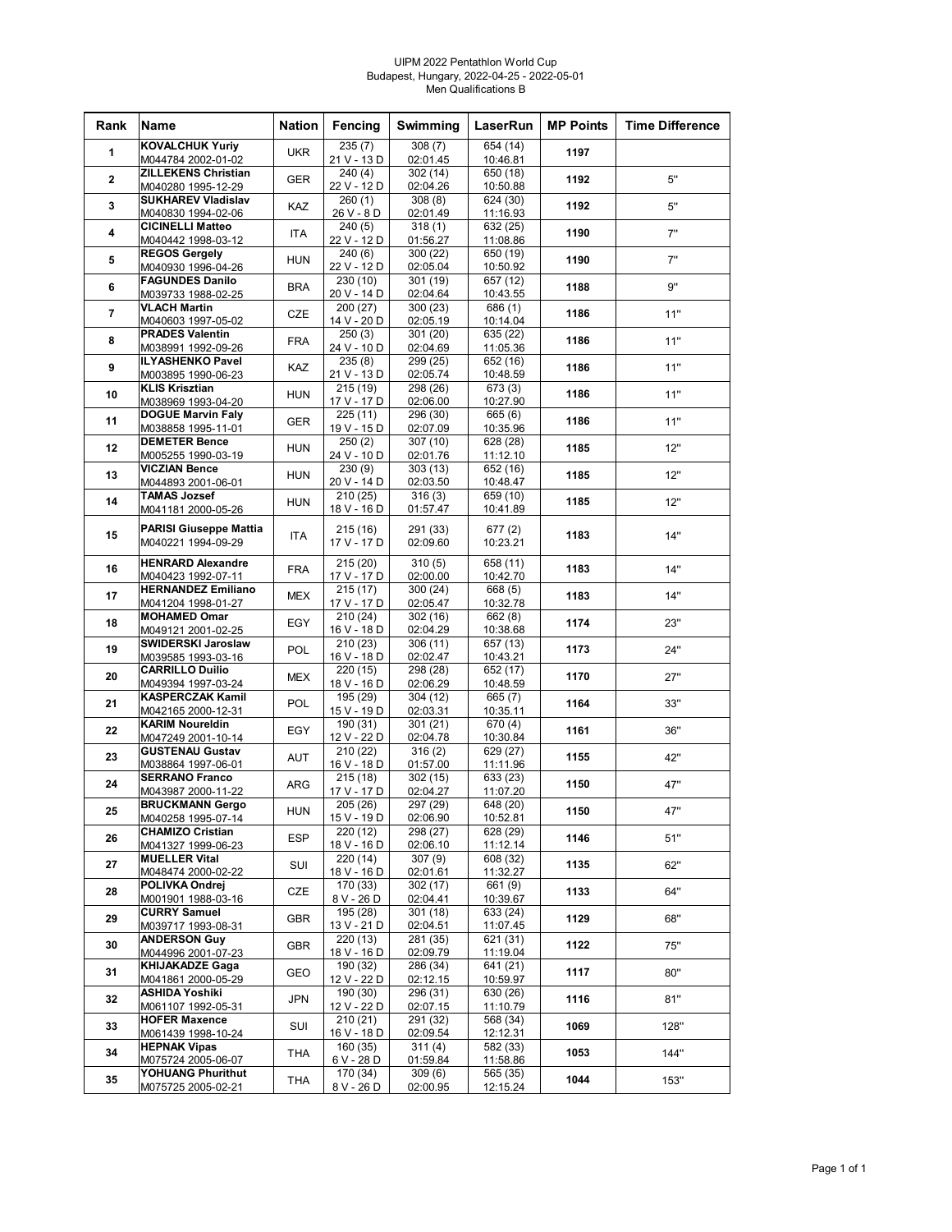UIPM 2022 Pentathlon World Cup
Budapest, Hungary, 2022-04-25 - 2022-05-01
Men Qualifications B

| Rank | Name | Nation | Fencing | Swimming | LaserRun | MP Points | Time Difference |
|---|---|---|---|---|---|---|---|
| 1 | **KOVALCHUK Yuriy** M044784 2002-01-02 | UKR | 235 (7) 21 V - 13 D | 308 (7) 02:01.45 | 654 (14) 10:46.81 | 1197 | |
| 2 | **ZILLEKENS Christian** M040280 1995-12-29 | GER | 240 (4) 22 V - 12 D | 302 (14) 02:04.26 | 650 (18) 10:50.88 | 1192 | 5'' |
| 3 | **SUKHAREV Vladislav** M040830 1994-02-06 | KAZ | 260 (1) 26 V - 8 D | 308 (8) 02:01.49 | 624 (30) 11:16.93 | 1192 | 5'' |
| 4 | **CICINELLI Matteo** M040442 1998-03-12 | ITA | 240 (5) 22 V - 12 D | 318 (1) 01:56.27 | 632 (25) 11:08.86 | 1190 | 7'' |
| 5 | **REGOS Gergely** M040930 1996-04-26 | HUN | 240 (6) 22 V - 12 D | 300 (22) 02:05.04 | 650 (19) 10:50.92 | 1190 | 7'' |
| 6 | **FAGUNDES Danilo** M039733 1988-02-25 | BRA | 230 (10) 20 V - 14 D | 301 (19) 02:04.64 | 657 (12) 10:43.55 | 1188 | 9'' |
| 7 | **VLACH Martin** M040603 1997-05-02 | CZE | 200 (27) 14 V - 20 D | 300 (23) 02:05.19 | 686 (1) 10:14.04 | 1186 | 11'' |
| 8 | **PRADES Valentin** M038991 1992-09-26 | FRA | 250 (3) 24 V - 10 D | 301 (20) 02:04.69 | 635 (22) 11:05.36 | 1186 | 11'' |
| 9 | **ILYASHENKO Pavel** M003895 1990-06-23 | KAZ | 235 (8) 21 V - 13 D | 299 (25) 02:05.74 | 652 (16) 10:48.59 | 1186 | 11'' |
| 10 | **KLIS Krisztian** M038969 1993-04-20 | HUN | 215 (19) 17 V - 17 D | 298 (26) 02:06.00 | 673 (3) 10:27.90 | 1186 | 11'' |
| 11 | **DOGUE Marvin Faly** M038858 1995-11-01 | GER | 225 (11) 19 V - 15 D | 296 (30) 02:07.09 | 665 (6) 10:35.96 | 1186 | 11'' |
| 12 | **DEMETER Bence** M005255 1990-03-19 | HUN | 250 (2) 24 V - 10 D | 307 (10) 02:01.76 | 628 (28) 11:12.10 | 1185 | 12'' |
| 13 | **VICZIAN Bence** M044893 2001-06-01 | HUN | 230 (9) 20 V - 14 D | 303 (13) 02:03.50 | 652 (16) 10:48.47 | 1185 | 12'' |
| 14 | **TAMAS Jozsef** M041181 2000-05-26 | HUN | 210 (25) 18 V - 16 D | 316 (3) 01:57.47 | 659 (10) 10:41.89 | 1185 | 12'' |
| 15 | **PARISI Giuseppe Mattia** M040221 1994-09-29 | ITA | 215 (16) 17 V - 17 D | 291 (33) 02:09.60 | 677 (2) 10:23.21 | 1183 | 14'' |
| 16 | **HENRARD Alexandre** M040423 1992-07-11 | FRA | 215 (20) 17 V - 17 D | 310 (5) 02:00.00 | 658 (11) 10:42.70 | 1183 | 14'' |
| 17 | **HERNANDEZ Emiliano** M041204 1998-01-27 | MEX | 215 (17) 17 V - 17 D | 300 (24) 02:05.47 | 668 (5) 10:32.78 | 1183 | 14'' |
| 18 | **MOHAMED Omar** M049121 2001-02-25 | EGY | 210 (24) 16 V - 18 D | 302 (16) 02:04.29 | 662 (8) 10:38.68 | 1174 | 23'' |
| 19 | **SWIDERSKI Jaroslaw** M039585 1993-03-16 | POL | 210 (23) 16 V - 18 D | 306 (11) 02:02.47 | 657 (13) 10:43.21 | 1173 | 24'' |
| 20 | **CARRILLO Duilio** M049394 1997-03-24 | MEX | 220 (15) 18 V - 16 D | 298 (28) 02:06.29 | 652 (17) 10:48.59 | 1170 | 27'' |
| 21 | **KASPERCZAK Kamil** M042165 2000-12-31 | POL | 195 (29) 15 V - 19 D | 304 (12) 02:03.31 | 665 (7) 10:35.11 | 1164 | 33'' |
| 22 | **KARIM Noureldin** M047249 2001-10-14 | EGY | 190 (31) 12 V - 22 D | 301 (21) 02:04.78 | 670 (4) 10:30.84 | 1161 | 36'' |
| 23 | **GUSTENAU Gustav** M038864 1997-06-01 | AUT | 210 (22) 16 V - 18 D | 316 (2) 01:57.00 | 629 (27) 11:11.96 | 1155 | 42'' |
| 24 | **SERRANO Franco** M043987 2000-11-22 | ARG | 215 (18) 17 V - 17 D | 302 (15) 02:04.27 | 633 (23) 11:07.20 | 1150 | 47'' |
| 25 | **BRUCKMANN Gergo** M040258 1995-07-14 | HUN | 205 (26) 15 V - 19 D | 297 (29) 02:06.90 | 648 (20) 10:52.81 | 1150 | 47'' |
| 26 | **CHAMIZO Cristian** M041327 1999-06-23 | ESP | 220 (12) 18 V - 16 D | 298 (27) 02:06.10 | 628 (29) 11:12.14 | 1146 | 51'' |
| 27 | **MUELLER Vital** M048474 2000-02-22 | SUI | 220 (14) 18 V - 16 D | 307 (9) 02:01.61 | 608 (32) 11:32.27 | 1135 | 62'' |
| 28 | **POLIVKA Ondrej** M001901 1988-03-16 | CZE | 170 (33) 8 V - 26 D | 302 (17) 02:04.41 | 661 (9) 10:39.67 | 1133 | 64'' |
| 29 | **CURRY Samuel** M039717 1993-08-31 | GBR | 195 (28) 13 V - 21 D | 301 (18) 02:04.51 | 633 (24) 11:07.45 | 1129 | 68'' |
| 30 | **ANDERSON Guy** M044996 2001-07-23 | GBR | 220 (13) 18 V - 16 D | 281 (35) 02:09.79 | 621 (31) 11:19.04 | 1122 | 75'' |
| 31 | **KHIJAKADZE Gaga** M041861 2000-05-29 | GEO | 190 (32) 12 V - 22 D | 286 (34) 02:12.15 | 641 (21) 10:59.97 | 1117 | 80'' |
| 32 | **ASHIDA Yoshiki** M061107 1992-05-31 | JPN | 190 (30) 12 V - 22 D | 296 (31) 02:07.15 | 630 (26) 11:10.79 | 1116 | 81'' |
| 33 | **HOFER Maxence** M061439 1998-10-24 | SUI | 210 (21) 16 V - 18 D | 291 (32) 02:09.54 | 568 (34) 12:12.31 | 1069 | 128'' |
| 34 | **HEPNAK Vipas** M075724 2005-06-07 | THA | 160 (35) 6 V - 28 D | 311 (4) 01:59.84 | 582 (33) 11:58.86 | 1053 | 144'' |
| 35 | **YOHUANG Phurithut** M075725 2005-02-21 | THA | 170 (34) 8 V - 26 D | 309 (6) 02:00.95 | 565 (35) 12:15.24 | 1044 | 153'' |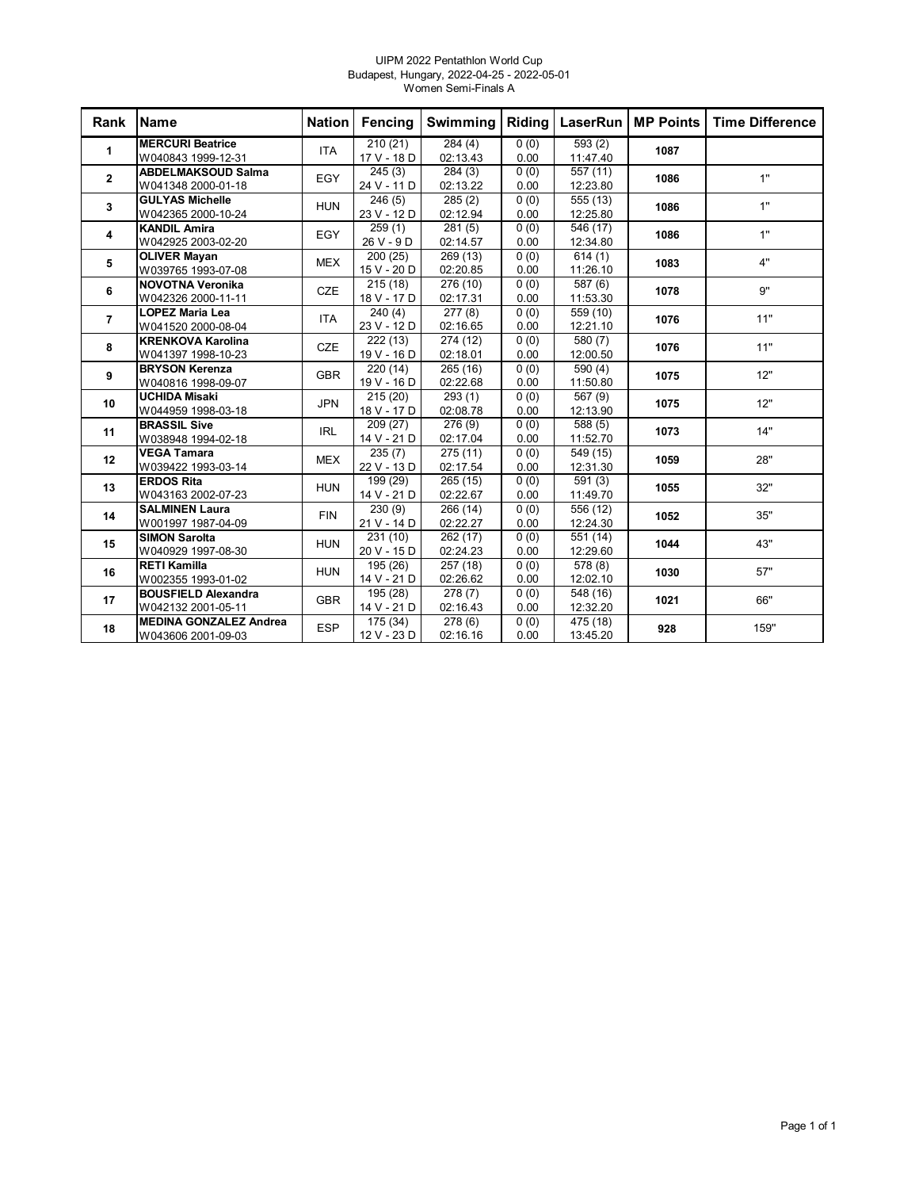UIPM 2022 Pentathlon World Cup
Budapest, Hungary, 2022-04-25 - 2022-05-01
Women Semi-Finals A

| Rank | Name | Nation | Fencing | Swimming | Riding | LaserRun | MP Points | Time Difference |
|---|---|---|---|---|---|---|---|---|
| 1 | **MERCURI Beatrice**<br>W040843 1999-12-31 | ITA | 210 (21)<br>17 V - 18 D | 284 (4)<br>02:13.43 | 0 (0)<br>0.00 | 593 (2)<br>11:47.40 | **1087** | |
| 2 | **ABDELMAKSOUD Salma**<br>W041348 2000-01-18 | EGY | 245 (3)<br>24 V - 11 D | 284 (3)<br>02:13.22 | 0 (0)<br>0.00 | 557 (11)<br>12:23.80 | **1086** | 1" |
| 3 | **GULYAS Michelle**<br>W042365 2000-10-24 | HUN | 246 (5)<br>23 V - 12 D | 285 (2)<br>02:12.94 | 0 (0)<br>0.00 | 555 (13)<br>12:25.80 | **1086** | 1" |
| 4 | **KANDIL Amira**<br>W042925 2003-02-20 | EGY | 259 (1)<br>26 V - 9 D | 281 (5)<br>02:14.57 | 0 (0)<br>0.00 | 546 (17)<br>12:34.80 | **1086** | 1" |
| 5 | **OLIVER Mayan**<br>W039765 1993-07-08 | MEX | 200 (25)<br>15 V - 20 D | 269 (13)<br>02:20.85 | 0 (0)<br>0.00 | 614 (1)<br>11:26.10 | **1083** | 4" |
| 6 | **NOVOTNA Veronika**<br>W042326 2000-11-11 | CZE | 215 (18)<br>18 V - 17 D | 276 (10)<br>02:17.31 | 0 (0)<br>0.00 | 587 (6)<br>11:53.30 | **1078** | 9" |
| 7 | **LOPEZ Maria Lea**<br>W041520 2000-08-04 | ITA | 240 (4)<br>23 V - 12 D | 277 (8)<br>02:16.65 | 0 (0)<br>0.00 | 559 (10)<br>12:21.10 | **1076** | 11" |
| 8 | **KRENKOVA Karolina**<br>W041397 1998-10-23 | CZE | 222 (13)<br>19 V - 16 D | 274 (12)<br>02:18.01 | 0 (0)<br>0.00 | 580 (7)<br>12:00.50 | **1076** | 11" |
| 9 | **BRYSON Kerenza**<br>W040816 1998-09-07 | GBR | 220 (14)<br>19 V - 16 D | 265 (16)<br>02:22.68 | 0 (0)<br>0.00 | 590 (4)<br>11:50.80 | **1075** | 12" |
| 10 | **UCHIDA Misaki**<br>W044959 1998-03-18 | JPN | 215 (20)<br>18 V - 17 D | 293 (1)<br>02:08.78 | 0 (0)<br>0.00 | 567 (9)<br>12:13.90 | **1075** | 12" |
| 11 | **BRASSIL Sive**<br>W038948 1994-02-18 | IRL | 209 (27)<br>14 V - 21 D | 276 (9)<br>02:17.04 | 0 (0)<br>0.00 | 588 (5)<br>11:52.70 | **1073** | 14" |
| 12 | **VEGA Tamara**<br>W039422 1993-03-14 | MEX | 235 (7)<br>22 V - 13 D | 275 (11)<br>02:17.54 | 0 (0)<br>0.00 | 549 (15)<br>12:31.30 | **1059** | 28" |
| 13 | **ERDOS Rita**<br>W043163 2002-07-23 | HUN | 199 (29)<br>14 V - 21 D | 265 (15)<br>02:22.67 | 0 (0)<br>0.00 | 591 (3)<br>11:49.70 | **1055** | 32" |
| 14 | **SALMINEN Laura**<br>W001997 1987-04-09 | FIN | 230 (9)<br>21 V - 14 D | 266 (14)<br>02:22.27 | 0 (0)<br>0.00 | 556 (12)<br>12:24.30 | **1052** | 35" |
| 15 | **SIMON Sarolta**<br>W040929 1997-08-30 | HUN | 231 (10)<br>20 V - 15 D | 262 (17)<br>02:24.23 | 0 (0)<br>0.00 | 551 (14)<br>12:29.60 | **1044** | 43" |
| 16 | **RETI Kamilla**<br>W002355 1993-01-02 | HUN | 195 (26)<br>14 V - 21 D | 257 (18)<br>02:26.62 | 0 (0)<br>0.00 | 578 (8)<br>12:02.10 | **1030** | 57" |
| 17 | **BOUSFIELD Alexandra**<br>W042132 2001-05-11 | GBR | 195 (28)<br>14 V - 21 D | 278 (7)<br>02:16.43 | 0 (0)<br>0.00 | 548 (16)<br>12:32.20 | **1021** | 66" |
| 18 | **MEDINA GONZALEZ Andrea**<br>W043606 2001-09-03 | ESP | 175 (34)<br>12 V - 23 D | 278 (6)<br>02:16.16 | 0 (0)<br>0.00 | 475 (18)<br>13:45.20 | **928** | 159" |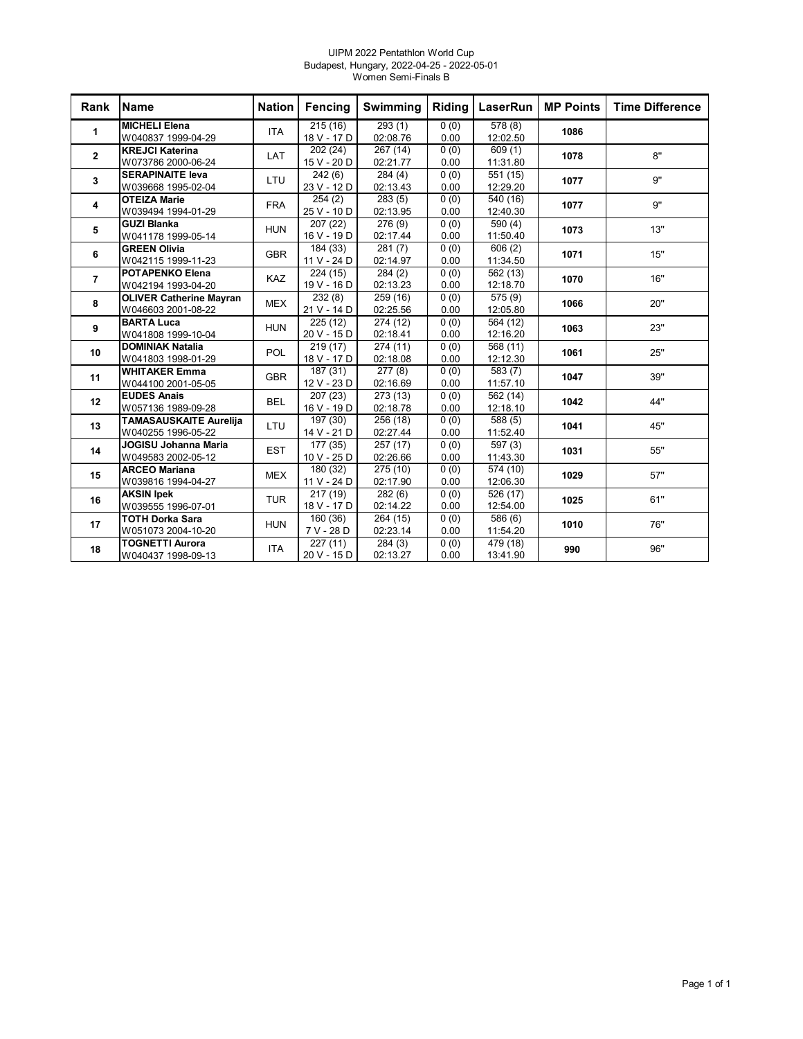UIPM 2022 Pentathlon World Cup
Budapest, Hungary, 2022-04-25 - 2022-05-01
Women Semi-Finals B

| Rank | Name | Nation | Fencing | Swimming | Riding | LaserRun | MP Points | Time Difference |
|---|---|---|---|---|---|---|---|---|
| 1 | **MICHELI Elena** W040837 1999-04-29 | ITA | 215 (16) 18 V - 17 D | 293 (1) 02:08.76 | 0 (0) 0.00 | 578 (8) 12:02.50 | **1086** | |
| 2 | **KREJCI Katerina** W073786 2000-06-24 | LAT | 202 (24) 15 V - 20 D | 267 (14) 02:21.77 | 0 (0) 0.00 | 609 (1) 11:31.80 | **1078** | 8" |
| 3 | **SERAPINAITE Ieva** W039668 1995-02-04 | LTU | 242 (6) 23 V - 12 D | 284 (4) 02:13.43 | 0 (0) 0.00 | 551 (15) 12:29.20 | **1077** | 9" |
| 4 | **OTEIZA Marie** W039494 1994-01-29 | FRA | 254 (2) 25 V - 10 D | 283 (5) 02:13.95 | 0 (0) 0.00 | 540 (16) 12:40.30 | **1077** | 9" |
| 5 | **GUZI Blanka** W041178 1999-05-14 | HUN | 207 (22) 16 V - 19 D | 276 (9) 02:17.44 | 0 (0) 0.00 | 590 (4) 11:50.40 | **1073** | 13" |
| 6 | **GREEN Olivia** W042115 1999-11-23 | GBR | 184 (33) 11 V - 24 D | 281 (7) 02:14.97 | 0 (0) 0.00 | 606 (2) 11:34.50 | **1071** | 15" |
| 7 | **POTAPENKO Elena** W042194 1993-04-20 | KAZ | 224 (15) 19 V - 16 D | 284 (2) 02:13.23 | 0 (0) 0.00 | 562 (13) 12:18.70 | **1070** | 16" |
| 8 | **OLIVER Catherine Mayran** W046603 2001-08-22 | MEX | 232 (8) 21 V - 14 D | 259 (16) 02:25.56 | 0 (0) 0.00 | 575 (9) 12:05.80 | **1066** | 20" |
| 9 | **BARTA Luca** W041808 1999-10-04 | HUN | 225 (12) 20 V - 15 D | 274 (12) 02:18.41 | 0 (0) 0.00 | 564 (12) 12:16.20 | **1063** | 23" |
| 10 | **DOMINIAK Natalia** W041803 1998-01-29 | POL | 219 (17) 18 V - 17 D | 274 (11) 02:18.08 | 0 (0) 0.00 | 568 (11) 12:12.30 | **1061** | 25" |
| 11 | **WHITAKER Emma** W044100 2001-05-05 | GBR | 187 (31) 12 V - 23 D | 277 (8) 02:16.69 | 0 (0) 0.00 | 583 (7) 11:57.10 | **1047** | 39" |
| 12 | **EUDES Anais** W057136 1989-09-28 | BEL | 207 (23) 16 V - 19 D | 273 (13) 02:18.78 | 0 (0) 0.00 | 562 (14) 12:18.10 | **1042** | 44" |
| 13 | **TAMASAUSKAITE Aurelija** W040255 1996-05-22 | LTU | 197 (30) 14 V - 21 D | 256 (18) 02:27.44 | 0 (0) 0.00 | 588 (5) 11:52.40 | **1041** | 45" |
| 14 | **JOGISU Johanna Maria** W049583 2002-05-12 | EST | 177 (35) 10 V - 25 D | 257 (17) 02:26.66 | 0 (0) 0.00 | 597 (3) 11:43.30 | **1031** | 55" |
| 15 | **ARCEO Mariana** W039816 1994-04-27 | MEX | 180 (32) 11 V - 24 D | 275 (10) 02:17.90 | 0 (0) 0.00 | 574 (10) 12:06.30 | **1029** | 57" |
| 16 | **AKSIN Ipek** W039555 1996-07-01 | TUR | 217 (19) 18 V - 17 D | 282 (6) 02:14.22 | 0 (0) 0.00 | 526 (17) 12:54.00 | **1025** | 61" |
| 17 | **TOTH Dorka Sara** W051073 2004-10-20 | HUN | 160 (36) 7 V - 28 D | 264 (15) 02:23.14 | 0 (0) 0.00 | 586 (6) 11:54.20 | **1010** | 76" |
| 18 | **TOGNETTI Aurora** W040437 1998-09-13 | ITA | 227 (11) 20 V - 15 D | 284 (3) 02:13.27 | 0 (0) 0.00 | 479 (18) 13:41.90 | **990** | 96" |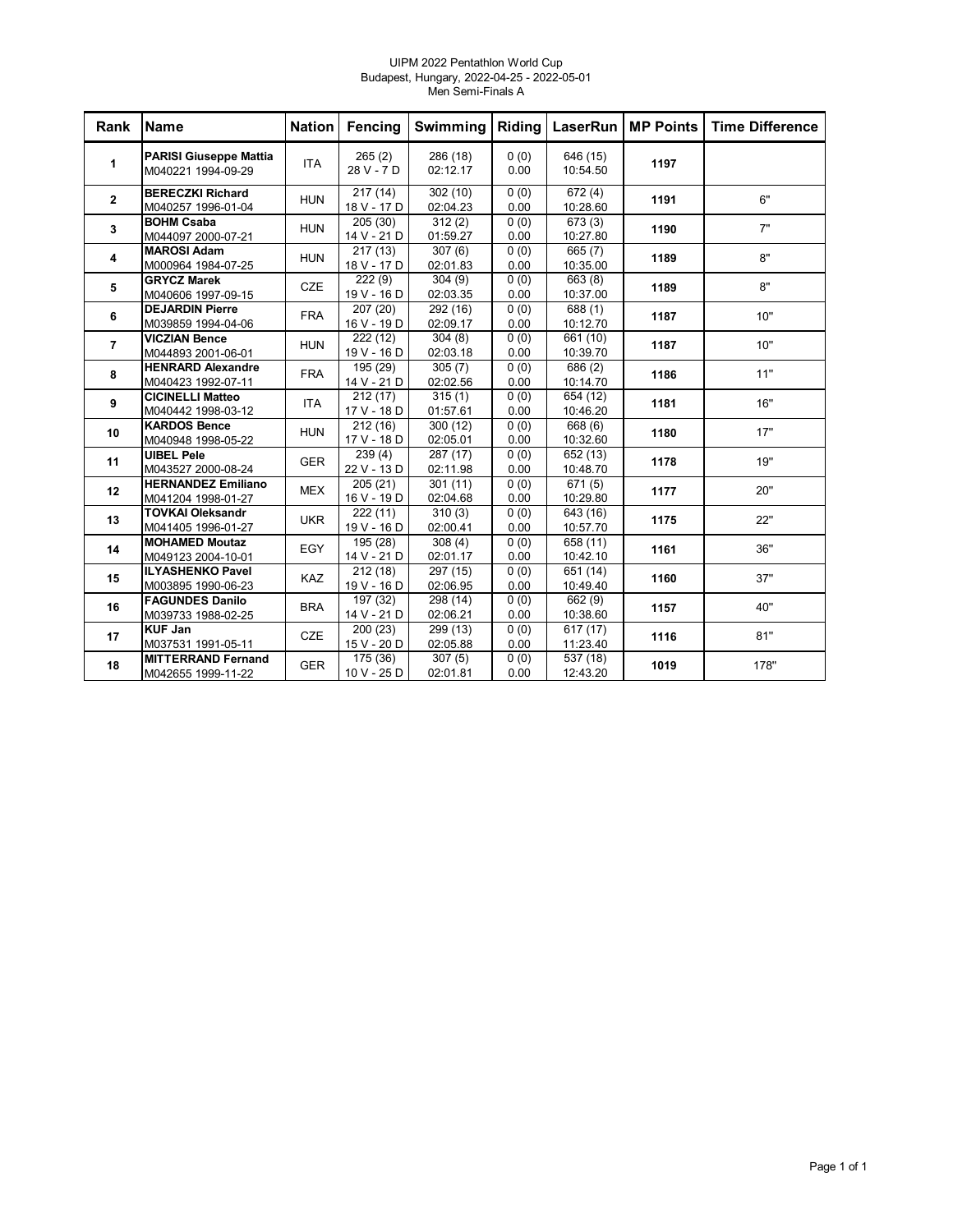UIPM 2022 Pentathlon World Cup
Budapest, Hungary, 2022-04-25 - 2022-05-01
Men Semi-Finals A

| Rank | Name | Nation | Fencing | Swimming | Riding | LaserRun | MP Points | Time Difference |
|---|---|---|---|---|---|---|---|---|
| 1 | **PARISI Giuseppe Mattia** M040221 1994-09-29 | ITA | 265 (2) 28 V - 7 D | 286 (18) 02:12.17 | 0 (0) 0.00 | 646 (15) 10:54.50 | **1197** | |
| 2 | **BERECZKI Richard** M040257 1996-01-04 | HUN | 217 (14) 18 V - 17 D | 302 (10) 02:04.23 | 0 (0) 0.00 | 672 (4) 10:28.60 | **1191** | 6" |
| 3 | **BOHM Csaba** M044097 2000-07-21 | HUN | 205 (30) 14 V - 21 D | 312 (2) 01:59.27 | 0 (0) 0.00 | 673 (3) 10:27.80 | **1190** | 7" |
| 4 | **MAROSI Adam** M000964 1984-07-25 | HUN | 217 (13) 18 V - 17 D | 307 (6) 02:01.83 | 0 (0) 0.00 | 665 (7) 10:35.00 | **1189** | 8" |
| 5 | **GRYCZ Marek** M040606 1997-09-15 | CZE | 222 (9) 19 V - 16 D | 304 (9) 02:03.35 | 0 (0) 0.00 | 663 (8) 10:37.00 | **1189** | 8" |
| 6 | **DEJARDIN Pierre** M039859 1994-04-06 | FRA | 207 (20) 16 V - 19 D | 292 (16) 02:09.17 | 0 (0) 0.00 | 688 (1) 10:12.70 | **1187** | 10" |
| 7 | **VICZIAN Bence** M044893 2001-06-01 | HUN | 222 (12) 19 V - 16 D | 304 (8) 02:03.18 | 0 (0) 0.00 | 661 (10) 10:39.70 | **1187** | 10" |
| 8 | **HENRARD Alexandre** M040423 1992-07-11 | FRA | 195 (29) 14 V - 21 D | 305 (7) 02:02.56 | 0 (0) 0.00 | 686 (2) 10:14.70 | **1186** | 11" |
| 9 | **CICINELLI Matteo** M040442 1998-03-12 | ITA | 212 (17) 17 V - 18 D | 315 (1) 01:57.61 | 0 (0) 0.00 | 654 (12) 10:46.20 | **1181** | 16" |
| 10 | **KARDOS Bence** M040948 1998-05-22 | HUN | 212 (16) 17 V - 18 D | 300 (12) 02:05.01 | 0 (0) 0.00 | 668 (6) 10:32.60 | **1180** | 17" |
| 11 | **UIBEL Pele** M043527 2000-08-24 | GER | 239 (4) 22 V - 13 D | 287 (17) 02:11.98 | 0 (0) 0.00 | 652 (13) 10:48.70 | **1178** | 19" |
| 12 | **HERNANDEZ Emiliano** M041204 1998-01-27 | MEX | 205 (21) 16 V - 19 D | 301 (11) 02:04.68 | 0 (0) 0.00 | 671 (5) 10:29.80 | **1177** | 20" |
| 13 | **TOVKAI Oleksandr** M041405 1996-01-27 | UKR | 222 (11) 19 V - 16 D | 310 (3) 02:00.41 | 0 (0) 0.00 | 643 (16) 10:57.70 | **1175** | 22" |
| 14 | **MOHAMED Moutaz** M049123 2004-10-01 | EGY | 195 (28) 14 V - 21 D | 308 (4) 02:01.17 | 0 (0) 0.00 | 658 (11) 10:42.10 | **1161** | 36" |
| 15 | **ILYASHENKO Pavel** M003895 1990-06-23 | KAZ | 212 (18) 19 V - 16 D | 297 (15) 02:06.95 | 0 (0) 0.00 | 651 (14) 10:49.40 | **1160** | 37" |
| 16 | **FAGUNDES Danilo** M039733 1988-02-25 | BRA | 197 (32) 14 V - 21 D | 298 (14) 02:06.21 | 0 (0) 0.00 | 662 (9) 10:38.60 | **1157** | 40" |
| 17 | **KUF Jan** M037531 1991-05-11 | CZE | 200 (23) 15 V - 20 D | 299 (13) 02:05.88 | 0 (0) 0.00 | 617 (17) 11:23.40 | **1116** | 81" |
| 18 | **MITTERRAND Fernand** M042655 1999-11-22 | GER | 175 (36) 10 V - 25 D | 307 (5) 02:01.81 | 0 (0) 0.00 | 537 (18) 12:43.20 | **1019** | 178" |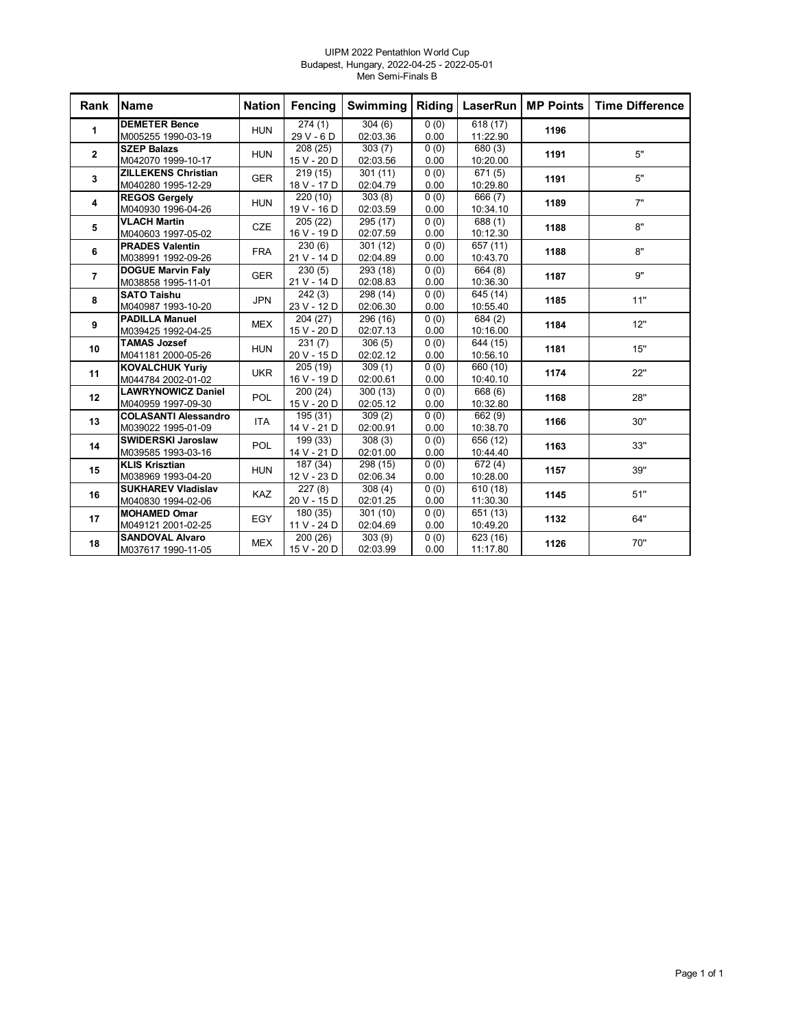UIPM 2022 Pentathlon World Cup
Budapest, Hungary, 2022-04-25 - 2022-05-01
Men Semi-Finals B

| Rank | Name | Nation | Fencing | Swimming | Riding | LaserRun | MP Points | Time Difference |
|---|---|---|---|---|---|---|---|---|
| 1 | **DEMETER Bence** M005255 1990-03-19 | HUN | 274 (1) 29 V - 6 D | 304 (6) 02:03.36 | 0 (0) 0.00 | 618 (17) 11:22.90 | 1196 | |
| 2 | **SZEP Balazs** M042070 1999-10-17 | HUN | 208 (25) 15 V - 20 D | 303 (7) 02:03.56 | 0 (0) 0.00 | 680 (3) 10:20.00 | 1191 | 5" |
| 3 | **ZILLEKENS Christian** M040280 1995-12-29 | GER | 219 (15) 18 V - 17 D | 301 (11) 02:04.79 | 0 (0) 0.00 | 671 (5) 10:29.80 | 1191 | 5" |
| 4 | **REGOS Gergely** M040930 1996-04-26 | HUN | 220 (10) 19 V - 16 D | 303 (8) 02:03.59 | 0 (0) 0.00 | 666 (7) 10:34.10 | 1189 | 7" |
| 5 | **VLACH Martin** M040603 1997-05-02 | CZE | 205 (22) 16 V - 19 D | 295 (17) 02:07.59 | 0 (0) 0.00 | 688 (1) 10:12.30 | 1188 | 8" |
| 6 | **PRADES Valentin** M038991 1992-09-26 | FRA | 230 (6) 21 V - 14 D | 301 (12) 02:04.89 | 0 (0) 0.00 | 657 (11) 10:43.70 | 1188 | 8" |
| 7 | **DOGUE Marvin Faly** M038858 1995-11-01 | GER | 230 (5) 21 V - 14 D | 293 (18) 02:08.83 | 0 (0) 0.00 | 664 (8) 10:36.30 | 1187 | 9" |
| 8 | **SATO Taishu** M040987 1993-10-20 | JPN | 242 (3) 23 V - 12 D | 298 (14) 02:06.30 | 0 (0) 0.00 | 645 (14) 10:55.40 | 1185 | 11" |
| 9 | **PADILLA Manuel** M039425 1992-04-25 | MEX | 204 (27) 15 V - 20 D | 296 (16) 02:07.13 | 0 (0) 0.00 | 684 (2) 10:16.00 | 1184 | 12" |
| 10 | **TAMAS Jozsef** M041181 2000-05-26 | HUN | 231 (7) 20 V - 15 D | 306 (5) 02:02.12 | 0 (0) 0.00 | 644 (15) 10:56.10 | 1181 | 15" |
| 11 | **KOVALCHUK Yuriy** M044784 2002-01-02 | UKR | 205 (19) 16 V - 19 D | 309 (1) 02:00.61 | 0 (0) 0.00 | 660 (10) 10:40.10 | 1174 | 22" |
| 12 | **LAWRYNOWICZ Daniel** M040959 1997-09-30 | POL | 200 (24) 15 V - 20 D | 300 (13) 02:05.12 | 0 (0) 0.00 | 668 (6) 10:32.80 | 1168 | 28" |
| 13 | **COLASANTI Alessandro** M039022 1995-01-09 | ITA | 195 (31) 14 V - 21 D | 309 (2) 02:00.91 | 0 (0) 0.00 | 662 (9) 10:38.70 | 1166 | 30" |
| 14 | **SWIDERSKI Jaroslaw** M039585 1993-03-16 | POL | 199 (33) 14 V - 21 D | 308 (3) 02:01.00 | 0 (0) 0.00 | 656 (12) 10:44.40 | 1163 | 33" |
| 15 | **KLIS Krisztian** M038969 1993-04-20 | HUN | 187 (34) 12 V - 23 D | 298 (15) 02:06.34 | 0 (0) 0.00 | 672 (4) 10:28.00 | 1157 | 39" |
| 16 | **SUKHAREV Vladislav** M040830 1994-02-06 | KAZ | 227 (8) 20 V - 15 D | 308 (4) 02:01.25 | 0 (0) 0.00 | 610 (18) 11:30.30 | 1145 | 51" |
| 17 | **MOHAMED Omar** M049121 2001-02-25 | EGY | 180 (35) 11 V - 24 D | 301 (10) 02:04.69 | 0 (0) 0.00 | 651 (13) 10:49.20 | 1132 | 64" |
| 18 | **SANDOVAL Alvaro** M037617 1990-11-05 | MEX | 200 (26) 15 V - 20 D | 303 (9) 02:03.99 | 0 (0) 0.00 | 623 (16) 11:17.80 | 1126 | 70" |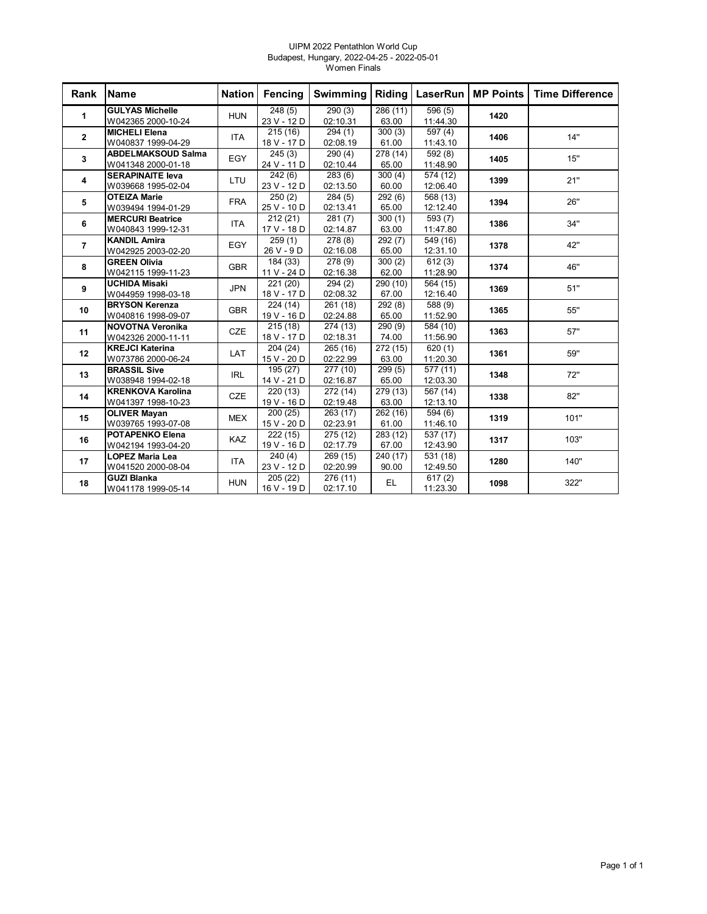UIPM 2022 Pentathlon World Cup
Budapest, Hungary, 2022-04-25 - 2022-05-01
Women Finals

| Rank | Name | Nation | Fencing | Swimming | Riding | LaserRun | MP Points | Time Difference |
|---|---|---|---|---|---|---|---|---|
| 1 | **GULYAS Michelle** W042365 2000-10-24 | HUN | 248 (5) 23 V - 12 D | 290 (3) 02:10.31 | 286 (11) 63.00 | 596 (5) 11:44.30 | **1420** | |
| 2 | **MICHELI Elena** W040837 1999-04-29 | ITA | 215 (16) 18 V - 17 D | 294 (1) 02:08.19 | 300 (3) 61.00 | 597 (4) 11:43.10 | **1406** | 14'' |
| 3 | **ABDELMAKSOUD Salma** W041348 2000-01-18 | EGY | 245 (3) 24 V - 11 D | 290 (4) 02:10.44 | 278 (14) 65.00 | 592 (8) 11:48.90 | **1405** | 15'' |
| 4 | **SERAPINAITE Ieva** W039668 1995-02-04 | LTU | 242 (6) 23 V - 12 D | 283 (6) 02:13.50 | 300 (4) 60.00 | 574 (12) 12:06.40 | **1399** | 21'' |
| 5 | **OTEIZA Marie** W039494 1994-01-29 | FRA | 250 (2) 25 V - 10 D | 284 (5) 02:13.41 | 292 (6) 65.00 | 568 (13) 12:12.40 | **1394** | 26'' |
| 6 | **MERCURI Beatrice** W040843 1999-12-31 | ITA | 212 (21) 17 V - 18 D | 281 (7) 02:14.87 | 300 (1) 63.00 | 593 (7) 11:47.80 | **1386** | 34'' |
| 7 | **KANDIL Amira** W042925 2003-02-20 | EGY | 259 (1) 26 V - 9 D | 278 (8) 02:16.08 | 292 (7) 65.00 | 549 (16) 12:31.10 | **1378** | 42'' |
| 8 | **GREEN Olivia** W042115 1999-11-23 | GBR | 184 (33) 11 V - 24 D | 278 (9) 02:16.38 | 300 (2) 62.00 | 612 (3) 11:28.90 | **1374** | 46'' |
| 9 | **UCHIDA Misaki** W044959 1998-03-18 | JPN | 221 (20) 18 V - 17 D | 294 (2) 02:08.32 | 290 (10) 67.00 | 564 (15) 12:16.40 | **1369** | 51'' |
| 10 | **BRYSON Kerenza** W040816 1998-09-07 | GBR | 224 (14) 19 V - 16 D | 261 (18) 02:24.88 | 292 (8) 65.00 | 588 (9) 11:52.90 | **1365** | 55'' |
| 11 | **NOVOTNA Veronika** W042326 2000-11-11 | CZE | 215 (18) 18 V - 17 D | 274 (13) 02:18.31 | 290 (9) 74.00 | 584 (10) 11:56.90 | **1363** | 57'' |
| 12 | **KREJCI Katerina** W073786 2000-06-24 | LAT | 204 (24) 15 V - 20 D | 265 (16) 02:22.99 | 272 (15) 63.00 | 620 (1) 11:20.30 | **1361** | 59'' |
| 13 | **BRASSIL Sive** W038948 1994-02-18 | IRL | 195 (27) 14 V - 21 D | 277 (10) 02:16.87 | 299 (5) 65.00 | 577 (11) 12:03.30 | **1348** | 72'' |
| 14 | **KRENKOVA Karolina** W041397 1998-10-23 | CZE | 220 (13) 19 V - 16 D | 272 (14) 02:19.48 | 279 (13) 63.00 | 567 (14) 12:13.10 | **1338** | 82'' |
| 15 | **OLIVER Mayan** W039765 1993-07-08 | MEX | 200 (25) 15 V - 20 D | 263 (17) 02:23.91 | 262 (16) 61.00 | 594 (6) 11:46.10 | **1319** | 101'' |
| 16 | **POTAPENKO Elena** W042194 1993-04-20 | KAZ | 222 (15) 19 V - 16 D | 275 (12) 02:17.79 | 283 (12) 67.00 | 537 (17) 12:43.90 | **1317** | 103'' |
| 17 | **LOPEZ Maria Lea** W041520 2000-08-04 | ITA | 240 (4) 23 V - 12 D | 269 (15) 02:20.99 | 240 (17) 90.00 | 531 (18) 12:49.50 | **1280** | 140'' |
| 18 | **GUZI Blanka** W041178 1999-05-14 | HUN | 205 (22) 16 V - 19 D | 276 (11) 02:17.10 | EL | 617 (2) 11:23.30 | **1098** | 322'' |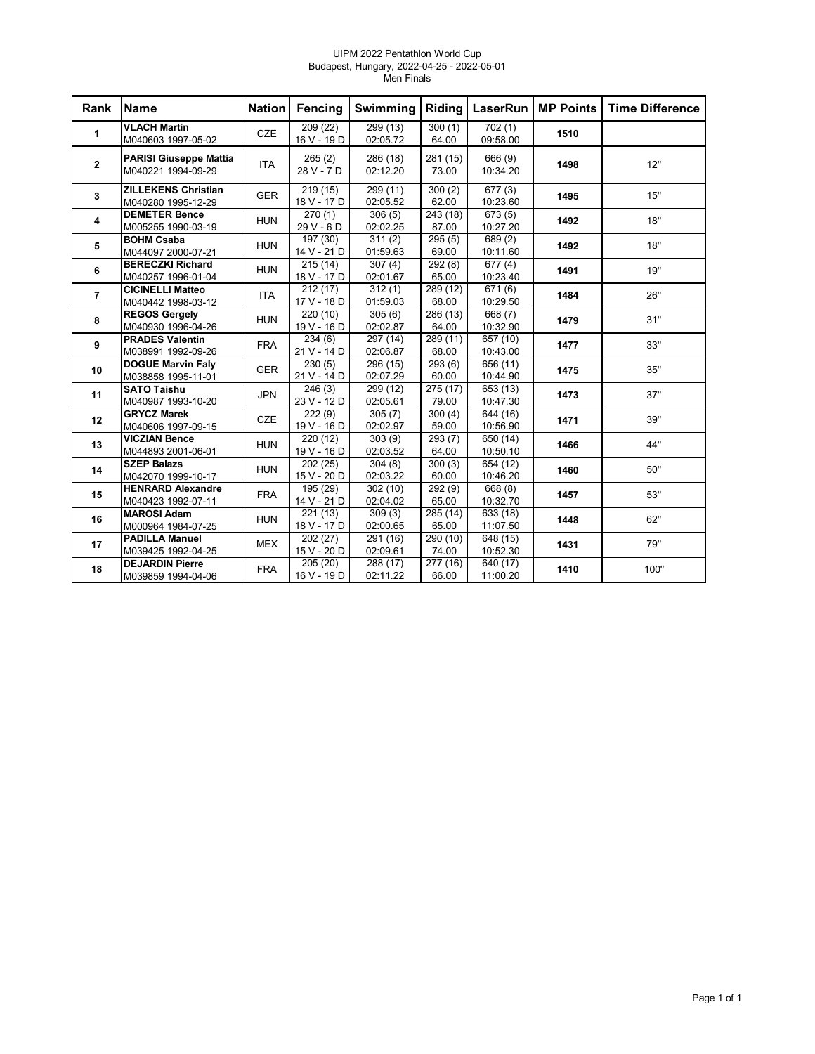UIPM 2022 Pentathlon World Cup
Budapest, Hungary, 2022-04-25 - 2022-05-01
Men Finals

| Rank | Name | Nation | Fencing | Swimming | Riding | LaserRun | MP Points | Time Difference |
|---|---|---|---|---|---|---|---|---|
| 1 | **VLACH Martin** M040603 1997-05-02 | CZE | 209 (22) 16 V - 19 D | 299 (13) 02:05.72 | 300 (1) 64.00 | 702 (1) 09:58.00 | **1510** | |
| 2 | **PARISI Giuseppe Mattia** M040221 1994-09-29 | ITA | 265 (2) 28 V - 7 D | 286 (18) 02:12.20 | 281 (15) 73.00 | 666 (9) 10:34.20 | **1498** | 12" |
| 3 | **ZILLEKENS Christian** M040280 1995-12-29 | GER | 219 (15) 18 V - 17 D | 299 (11) 02:05.52 | 300 (2) 62.00 | 677 (3) 10:23.60 | **1495** | 15" |
| 4 | **DEMETER Bence** M005255 1990-03-19 | HUN | 270 (1) 29 V - 6 D | 306 (5) 02:02.25 | 243 (18) 87.00 | 673 (5) 10:27.20 | **1492** | 18" |
| 5 | **BOHM Csaba** M044097 2000-07-21 | HUN | 197 (30) 14 V - 21 D | 311 (2) 01:59.63 | 295 (5) 69.00 | 689 (2) 10:11.60 | **1492** | 18" |
| 6 | **BERECZKI Richard** M040257 1996-01-04 | HUN | 215 (14) 18 V - 17 D | 307 (4) 02:01.67 | 292 (8) 65.00 | 677 (4) 10:23.40 | **1491** | 19" |
| 7 | **CICINELLI Matteo** M040442 1998-03-12 | ITA | 212 (17) 17 V - 18 D | 312 (1) 01:59.03 | 289 (12) 68.00 | 671 (6) 10:29.50 | **1484** | 26" |
| 8 | **REGOS Gergely** M040930 1996-04-26 | HUN | 220 (10) 19 V - 16 D | 305 (6) 02:02.87 | 286 (13) 64.00 | 668 (7) 10:32.90 | **1479** | 31" |
| 9 | **PRADES Valentin** M038991 1992-09-26 | FRA | 234 (6) 21 V - 14 D | 297 (14) 02:06.87 | 289 (11) 68.00 | 657 (10) 10:43.00 | **1477** | 33" |
| 10 | **DOGUE Marvin Faly** M038858 1995-11-01 | GER | 230 (5) 21 V - 14 D | 296 (15) 02:07.29 | 293 (6) 60.00 | 656 (11) 10:44.90 | **1475** | 35" |
| 11 | **SATO Taishu** M040987 1993-10-20 | JPN | 246 (3) 23 V - 12 D | 299 (12) 02:05.61 | 275 (17) 79.00 | 653 (13) 10:47.30 | **1473** | 37" |
| 12 | **GRYCZ Marek** M040606 1997-09-15 | CZE | 222 (9) 19 V - 16 D | 305 (7) 02:02.97 | 300 (4) 59.00 | 644 (16) 10:56.90 | **1471** | 39" |
| 13 | **VICZIAN Bence** M044893 2001-06-01 | HUN | 220 (12) 19 V - 16 D | 303 (9) 02:03.52 | 293 (7) 64.00 | 650 (14) 10:50.10 | **1466** | 44" |
| 14 | **SZEP Balazs** M042070 1999-10-17 | HUN | 202 (25) 15 V - 20 D | 304 (8) 02:03.22 | 300 (3) 60.00 | 654 (12) 10:46.20 | **1460** | 50" |
| 15 | **HENRARD Alexandre** M040423 1992-07-11 | FRA | 195 (29) 14 V - 21 D | 302 (10) 02:04.02 | 292 (9) 65.00 | 668 (8) 10:32.70 | **1457** | 53" |
| 16 | **MAROSI Adam** M000964 1984-07-25 | HUN | 221 (13) 18 V - 17 D | 309 (3) 02:00.65 | 285 (14) 65.00 | 633 (18) 11:07.50 | **1448** | 62" |
| 17 | **PADILLA Manuel** M039425 1992-04-25 | MEX | 202 (27) 15 V - 20 D | 291 (16) 02:09.61 | 290 (10) 74.00 | 648 (15) 10:52.30 | **1431** | 79" |
| 18 | **DEJARDIN Pierre** M039859 1994-04-06 | FRA | 205 (20) 16 V - 19 D | 288 (17) 02:11.22 | 277 (16) 66.00 | 640 (17) 11:00.20 | **1410** | 100" |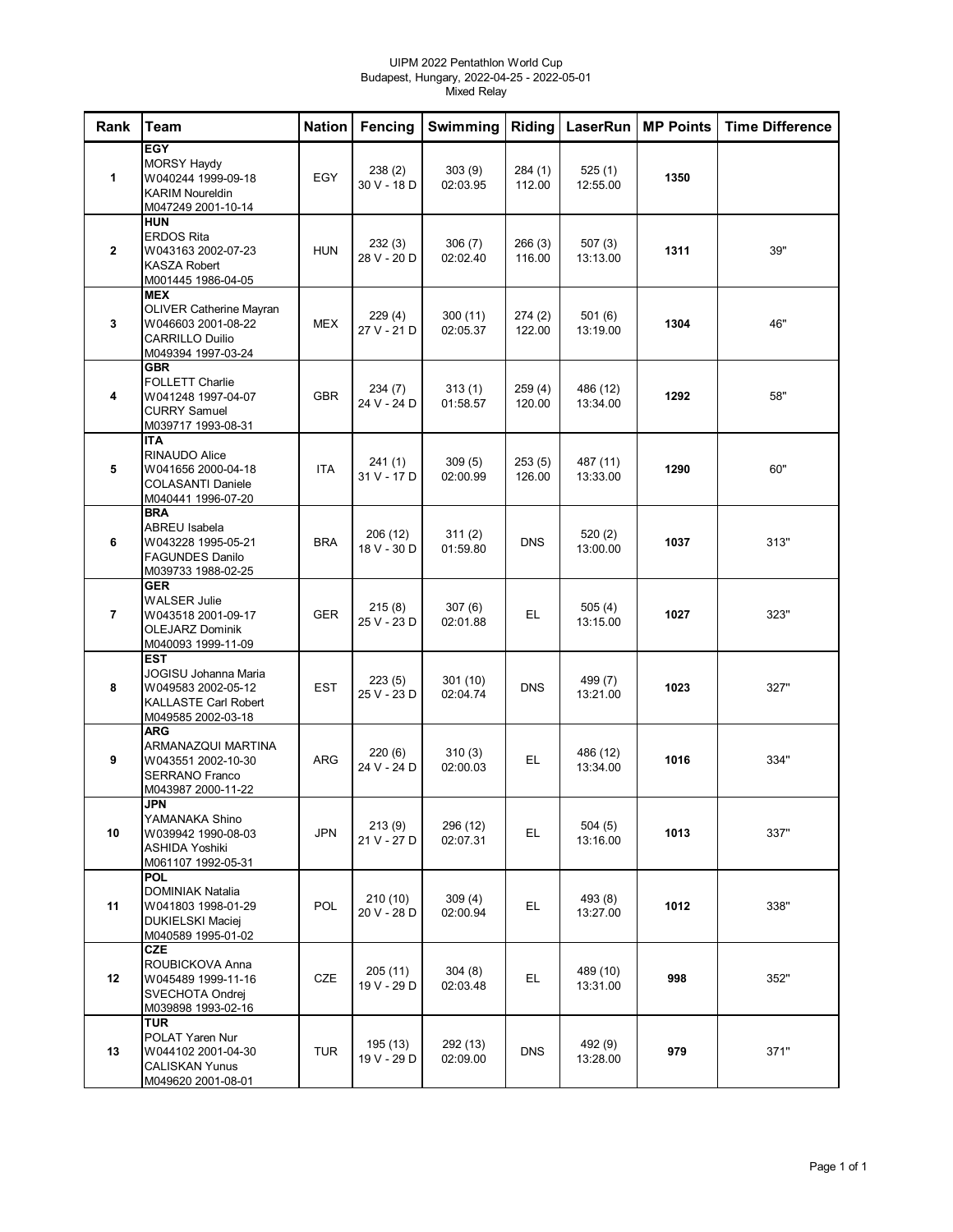UIPM 2022 Pentathlon World Cup
Budapest, Hungary, 2022-04-25 - 2022-05-01
Mixed Relay

| Rank | Team | Nation | Fencing | Swimming | Riding | LaserRun | MP Points | Time Difference |
|---|---|---|---|---|---|---|---|---|
| 1 | **EGY**<br>MORSY Haydy<br>W040244 1999-09-18<br>KARIM Noureldin<br>M047249 2001-10-14 | EGY | 238 (2)<br>30 V - 18 D | 303 (9)<br>02:03.95 | 284 (1)<br>112.00 | 525 (1)<br>12:55.00 | **1350** | |
| 2 | **HUN**<br>ERDOS Rita<br>W043163 2002-07-23<br>KASZA Robert<br>M001445 1986-04-05 | HUN | 232 (3)<br>28 V - 20 D | 306 (7)<br>02:02.40 | 266 (3)<br>116.00 | 507 (3)<br>13:13.00 | **1311** | 39" |
| 3 | **MEX**<br>OLIVER Catherine Mayran<br>W046603 2001-08-22<br>CARRILLO Duilio<br>M049394 1997-03-24 | MEX | 229 (4)<br>27 V - 21 D | 300 (11)<br>02:05.37 | 274 (2)<br>122.00 | 501 (6)<br>13:19.00 | **1304** | 46" |
| 4 | **GBR**<br>FOLLETT Charlie<br>W041248 1997-04-07<br>CURRY Samuel<br>M039717 1993-08-31 | GBR | 234 (7)<br>24 V - 24 D | 313 (1)<br>01:58.57 | 259 (4)<br>120.00 | 486 (12)<br>13:34.00 | **1292** | 58" |
| 5 | **ITA**<br>RINAUDO Alice<br>W041656 2000-04-18<br>COLASANTI Daniele<br>M040441 1996-07-20 | ITA | 241 (1)<br>31 V - 17 D | 309 (5)<br>02:00.99 | 253 (5)<br>126.00 | 487 (11)<br>13:33.00 | **1290** | 60" |
| 6 | **BRA**<br>ABREU Isabela<br>W043228 1995-05-21<br>FAGUNDES Danilo<br>M039733 1988-02-25 | BRA | 206 (12)<br>18 V - 30 D | 311 (2)<br>01:59.80 | DNS | 520 (2)<br>13:00.00 | **1037** | 313" |
| 7 | **GER**<br>WALSER Julie<br>W043518 2001-09-17<br>OLEJARZ Dominik<br>M040093 1999-11-09 | GER | 215 (8)<br>25 V - 23 D | 307 (6)<br>02:01.88 | EL | 505 (4)<br>13:15.00 | **1027** | 323" |
| 8 | **EST**<br>JOGISU Johanna Maria<br>W049583 2002-05-12<br>KALLASTE Carl Robert<br>M049585 2002-03-18 | EST | 223 (5)<br>25 V - 23 D | 301 (10)<br>02:04.74 | DNS | 499 (7)<br>13:21.00 | **1023** | 327" |
| 9 | **ARG**<br>ARMANAZQUI MARTINA<br>W043551 2002-10-30<br>SERRANO Franco<br>M043987 2000-11-22 | ARG | 220 (6)<br>24 V - 24 D | 310 (3)<br>02:00.03 | EL | 486 (12)<br>13:34.00 | **1016** | 334" |
| 10 | **JPN**<br>YAMANAKA Shino<br>W039942 1990-08-03<br>ASHIDA Yoshiki<br>M061107 1992-05-31 | JPN | 213 (9)<br>21 V - 27 D | 296 (12)<br>02:07.31 | EL | 504 (5)<br>13:16.00 | **1013** | 337" |
| 11 | **POL**<br>DOMINIAK Natalia<br>W041803 1998-01-29<br>DUKIELSKI Maciej<br>M040589 1995-01-02 | POL | 210 (10)<br>20 V - 28 D | 309 (4)<br>02:00.94 | EL | 493 (8)<br>13:27.00 | **1012** | 338" |
| 12 | **CZE**<br>ROUBICKOVA Anna<br>W045489 1999-11-16<br>SVECHOTA Ondrej<br>M039898 1993-02-16 | CZE | 205 (11)<br>19 V - 29 D | 304 (8)<br>02:03.48 | EL | 489 (10)<br>13:31.00 | **998** | 352" |
| 13 | **TUR**<br>POLAT Yaren Nur<br>W044102 2001-04-30<br>CALISKAN Yunus<br>M049620 2001-08-01 | TUR | 195 (13)<br>19 V - 29 D | 292 (13)<br>02:09.00 | DNS | 492 (9)<br>13:28.00 | **979** | 371" |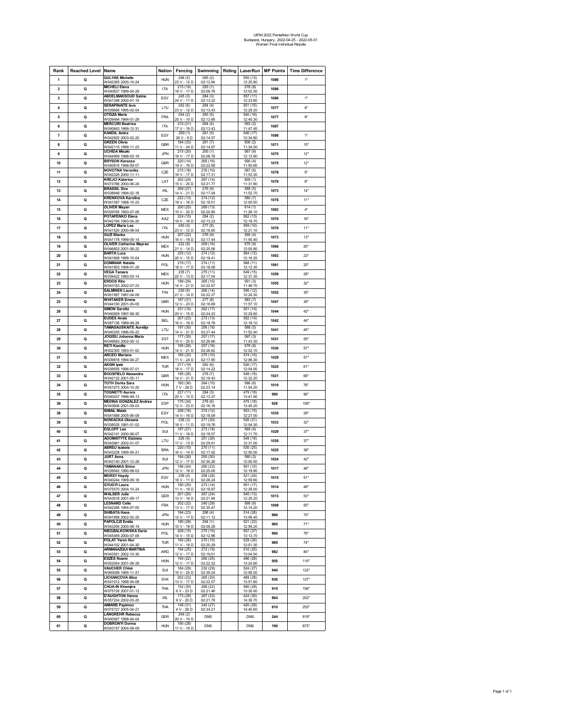UIPM 2022 Pentathlon World Cup
Budapest, Hungary, 2022-04-25 - 2022-05-01
Women Final Individual Results

| Rank | Reached Level | Name | Nation | Fencing | Swimming | Riding | LaserRun | MP Points | Time Difference |
|---|---|---|---|---|---|---|---|---|---|
| 1 | Q | GULYAS Michelle W042365 2000-10-24 | HUN | 246 (5) 23 V - 12 D | 285 (2) 02:12.94 | | 555 (13) 12:25.80 | 1086 | 1" |
| 2 | Q | MICHELI Elena W040837 1999-04-29 | ITA | 215 (16) 18 V - 17 D | 293 (1) 02:08.76 | | 578 (8) 12:02.50 | 1086 | |
| 3 | Q | ABDELMAKSOUD Salma W041348 2000-01-18 | EGY | 245 (3) 24 V - 11 D | 284 (3) 02:13.22 | | 557 (11) 12:23.80 | 1086 | 1" |
| 4 | Q | SERAPINAITE Ieva W039668 1995-02-04 | LTU | 242 (6) 23 V - 12 D | 284 (4) 02:13.43 | | 551 (15) 12:29.20 | 1077 | 9" |
| 5 | Q | OTEIZA Marie W039494 1994-01-29 | FRA | 254 (2) 25 V - 10 D | 283 (5) 02:13.95 | | 540 (16) 12:40.30 | 1077 | 9" |
| 6 | Q | MERCURI Beatrice W040843 1999-12-31 | ITA | 210 (21) 17 V - 18 D | 284 (4) 02:13.43 | | 593 (2) 11:47.40 | 1087 | |
| 7 | Q | KANDIL Amira W042925 2003-02-20 | EGY | 259 (1) 26 V - 9 D | 281 (5) 02:14.57 | | 546 (17) 12:34.80 | 1086 | 1" |
| 8 | Q | GREEN Olivia W042115 1999-11-23 | GBR | 184 (33) 11 V - 24 D | 281 (7) 02:14.97 | | 606 (2) 11:34.50 | 1071 | 15" |
| 9 | Q | UCHIDA Misaki W044959 1998-03-18 | JPN | 215 (20) 18 V - 17 D | 293 (1) 02:08.78 | | 567 (9) 12:13.90 | 1075 | 12" |
| 10 | Q | BRYSON Kerenza W040816 1998-09-07 | GBR | 220 (14) 19 V - 16 D | 265 (16) 02:22.68 | | 590 (4) 11:50.80 | 1075 | 12" |
| 11 | Q | NOVOTNA Veronika W042326 2000-11-11 | CZE | 215 (18) 18 V - 17 D | 276 (10) 02:17.31 | | 587 (6) 11:53.30 | 1078 | 9" |
| 12 | Q | KREJCI Katerina W073786 2000-06-24 | LAT | 202 (24) 15 V - 20 D | 267 (14) 02:21.77 | | 609 (1) 11:31.80 | 1078 | 8" |
| 13 | Q | BRASSIL Sive W038948 1994-02-18 | IRL | 209 (27) 14 V - 21 D | 276 (9) 02:17.04 | | 588 (5) 11:52.70 | 1073 | 14" |
| 14 | Q | KRENKOVA Karolina W041397 1998-10-23 | CZE | 222 (13) 19 V - 16 D | 274 (12) 02:18.01 | | 580 (7) 12:00.50 | 1076 | 11" |
| 15 | Q | OLIVER Mayan W039765 1993-07-08 | MEX | 200 (25) 15 V - 20 D | 269 (13) 02:20.85 | | 614 (1) 11:26.10 | 1083 | 4" |
| 16 | Q | POTAPENKO Elena W042194 1993-04-20 | KAZ | 224 (15) 19 V - 16 D | 284 (2) 02:13.23 | | 562 (13) 12:18.70 | 1070 | 16" |
| 17 | Q | LOPEZ Maria Lea W041520 2000-08-04 | ITA | 240 (4) 23 V - 12 D | 277 (8) 02:16.65 | | 559 (10) 12:21.10 | 1076 | 11" |
| 18 | Q | GUZI Blanka W041178 1999-05-14 | HUN | 207 (22) 16 V - 19 D | 276 (9) 02:17.44 | | 590 (4) 11:50.40 | 1073 | 13" |
| 19 | Q | OLIVER Catherine Mayran W046603 2001-08-22 | MEX | 232 (8) 21 V - 14 D | 259 (16) 02:25.56 | | 575 (9) 12:05.80 | 1066 | 20" |
| 20 | Q | BARTA Luca W041808 1999-10-04 | HUN | 225 (12) 20 V - 15 D | 274 (12) 02:18.41 | | 564 (12) 12:16.20 | 1063 | 23" |
| 21 | Q | DOMINIAK Natalia W041803 1998-01-29 | POL | 219 (17) 18 V - 17 D | 274 (11) 02:18.08 | | 568 (11) 12:12.30 | 1061 | 25" |
| 22 | Q | VEGA Tamara W039422 1993-03-14 | MEX | 235 (7) 22 V - 13 D | 275 (11) 02:17.54 | | 549 (15) 12:31.30 | 1059 | 28" |
| 23 | Q | ERDOS Rita W043163 2002-07-23 | HUN | 199 (29) 14 V - 21 D | 265 (15) 02:22.67 | | 591 (3) 11:49.70 | 1055 | 32" |
| 24 | Q | SALMINEN Laura W001997 1987-04-09 | FIN | 230 (9) 21 V - 14 D | 266 (14) 02:22.27 | | 556 (12) 12:24.30 | 1052 | 35" |
| 25 | Q | WHITAKER Emma W044100 2001-05-05 | GBR | 187 (31) 12 V - 23 D | 277 (8) 02:16.69 | | 583 (7) 11:57.10 | 1047 | 39" |
| 26 | Q | SIMON Sarolta W040929 1997-08-30 | HUN | 231 (10) 20 V - 15 D | 262 (17) 02:24.23 | | 551 (14) 12:29.60 | 1044 | 43" |
| 27 | Q | EUDES Anais W057136 1989-09-28 | BEL | 207 (23) 16 V - 19 D | 273 (13) 02:18.78 | | 562 (14) 12:18.10 | 1042 | 44" |
| 28 | Q | TAMASAUSKAITE Aurelija W040255 1996-05-22 | LTU | 197 (30) 14 V - 21 D | 256 (18) 02:27.44 | | 588 (5) 11:52.40 | 1041 | 45" |
| 29 | Q | JOGISU Johanna Maria W049583 2002-05-12 | EST | 177 (35) 10 V - 25 D | 257 (17) 02:26.66 | | 597 (3) 11:43.30 | 1031 | 55" |
| 30 | Q | RETI Kamilla W002355 1993-01-02 | HUN | 195 (26) 14 V - 21 D | 257 (18) 02:26.62 | | 578 (8) 12:02.10 | 1030 | 57" |
| 31 | Q | ARCEO Mariana W039816 1994-04-27 | MEX | 180 (32) 11 V - 24 D | 275 (10) 02:17.90 | | 574 (10) 12:06.30 | 1029 | 57" |
| 32 | Q | AKSIN Ipek W039555 1996-07-01 | TUR | 217 (19) 18 V - 17 D | 282 (6) 02:14.22 | | 526 (17) 12:54.00 | 1025 | 61" |
| 33 | Q | BOUSFIELD Alexandra W042132 2001-05-11 | GBR | 195 (28) 14 V - 21 D | 278 (7) 02:16.43 | | 548 (16) 12:32.20 | 1021 | 66" |
| 34 | Q | TOTH Dorka Sara W051073 2004-10-20 | HUN | 160 (36) 7 V - 28 D | 264 (15) 02:23.14 | | 586 (6) 11:54.20 | 1010 | 76" |
| 35 | Q | TOGNETTI Aurora W040437 1998-09-13 | ITA | 227 (11) 20 V - 15 D | 284 (3) 02:13.27 | | 479 (18) 13:41.90 | 990 | 96" |
| 36 | Q | MEDINA GONZALEZ Andrea W043606 2001-09-03 | ESP | 175 (34) 12 V - 23 D | 278 (6) 02:16.16 | | 475 (18) 13:45.20 | 928 | 159" |
| 38 | Q | ISMAIL Malak W041888 2005-06-08 | EGY | 208 (18) 14 V - 16 D | 274 (12) 02:18.09 | | 553 (15) 12:27.00 | 1035 | 28" |
| 39 | Q | NOWACKA Oktawia W038035 1991-01-02 | POL | 236 (3) 18 V - 11 D | 271 (20) 02:19.76 | | 526 (21) 12:54.30 | 1033 | 33" |
| 40 | Q | EGLOFF Lea W042141 2000-08-07 | SUI | 187 (27) 11 V - 18 D | 273 (18) 02:18.57 | | 569 (4) 12:11.70 | 1029 | 37" |
| 41 | Q | ADOMAITYTE Elzbieta W043961 2002-01-07 | LTU | 226 (9) 17 V - 13 D | 251 (26) 02:29.91 | | 549 (18) 12:31.00 | 1026 | 37" |
| 42 | Q | ABREU Isabela W043228 1995-05-21 | BRA | 220 (15) 16 V - 14 D | 275 (11) 02:17.92 | | 530 (25) 12:50.50 | 1025 | 38" |
| 43 | Q | JURT Anna W042140 2001-12-28 | SUI | 194 (26) 12 V - 17 D | 250 (30) 02:30.26 | | 580 (3) 12:00.50 | 1024 | 42" |
| 44 | Q | YAMANAKA Shino W039942 1990-08-03 | JPN | 196 (24) 12 V - 18 D | 260 (23) 02:25.00 | | 561 (10) 12:19.90 | 1017 | 46" |
| 45 | Q | MORSY Haydy W040244 1999-09-18 | EGY | 236 (4) 18 V - 11 D | 258 (28) 02:26.24 | | 521 (24) 12:59.80 | 1015 | 51" |
| 46 | Q | GYUGYI Laura W075570 2004-10-24 | HUN | 190 (25) 11 V - 19 D | 273 (14) 02:18.87 | | 551 (17) 12:29.00 | 1014 | 49" |
| 47 | Q | WALSER Julie W043518 2001-09-17 | GER | 201 (20) 13 V - 16 D | 267 (24) 02:21.94 | | 545 (13) 12:35.20 | 1013 | 53" |
| 48 | Q | LESNARD Celie W042266 1994-07-05 | FRA | 202 (22) 13 V - 17 D | 240 (28) 02:35.47 | | 566 (8) 12:14.20 | 1008 | 55" |
| 49 | Q | SHIBATA Hana W041858 2002-02-25 | JPN | 194 (23) 12 V - 17 D | 288 (4) 02:11.12 | | 514 (26) 13:06.40 | 996 | 70" |
| 50 | Q | PAPOLCZI Emilia W043206 2000-08-19 | HUN | 180 (28) 10 V - 19 D | 294 (1) 02:08.28 | | 521 (23) 12:59.20 | 995 | 71" |
| 51 | Q | NIEDZIALKOWSKA Daria W045459 2000-07-09 | POL | 208 (15) 14 V - 15 D | 275 (15) 02:12.96 | | 507 (27) 13:13.70 | 990 | 76" |
| 52 | Q | POLAT Yaren Nur W044102 2001-04-30 | TUR | 190 (26) 11 V - 19 D | 270 (15) 02:20.29 | | 529 (26) 12:51.30 | 989 | 74" |
| 53 | Q | ARMANAZQUI MARTINA W043551 2002-10-30 | ARG | 194 (25) 12 V - 17 D | 272 (19) 02:19.01 | | 516 (25) 13:04.50 | 982 | 84" |
| 54 | Q | ESZES Noemi W052054 2001-08-29 | HUN | 194 (22) 12 V - 17 D | 266 (25) 02:22.32 | | 496 (28) 13:24.80 | 956 | 110" |
| 55 | Q | VAUCHER Chloé W080099 1995-11-21 | SUI | 184 (29) 10 V - 20 D | 232 (29) 02:39.24 | | 524 (27) 12:56.50 | 940 | 123" |
| 56 | Q | LICHANCOVA Alica W041012 1998-04-08 | SVK | 202 (23) 13 V - 17 D | 265 (20) 02:22.57 | | 469 (28) 13:51.80 | 936 | 127" |
| 57 | Q | CHUA-IN Khemjira W075726 2007-01-13 | THA | 152 (30) 6 V - 23 D | 268 (22) 02:21.46 | | 490 (29) 13:30.00 | 910 | 156" |
| 58 | Q | D'AUGHTON Hanna W057204 2002-03-20 | IRL | 173 (29) 9 V - 20 D | 267 (23) 02:21.78 | | 424 (30) 14:36.70 | 864 | 202" |
| 59 | Q | AIMARB Papimon W075727 2005-04-21 | THA | 148 (31) 4 V - 26 D | 242 (27) 02:34.21 | | 420 (29) 14:40.60 | 810 | 253" |
| 60 | Q | LANGREHR Rebecca W040067 1998-04-04 | GER | 244 (2) 20 V - 10 D | DNS | | DNS | 244 | 819" |
| 61 | Q | DOBRONYI Dorina W043157 2004-08-09 | HUN | 190 (28) 11 V - 19 D | DNS | | DNS | 190 | 873" |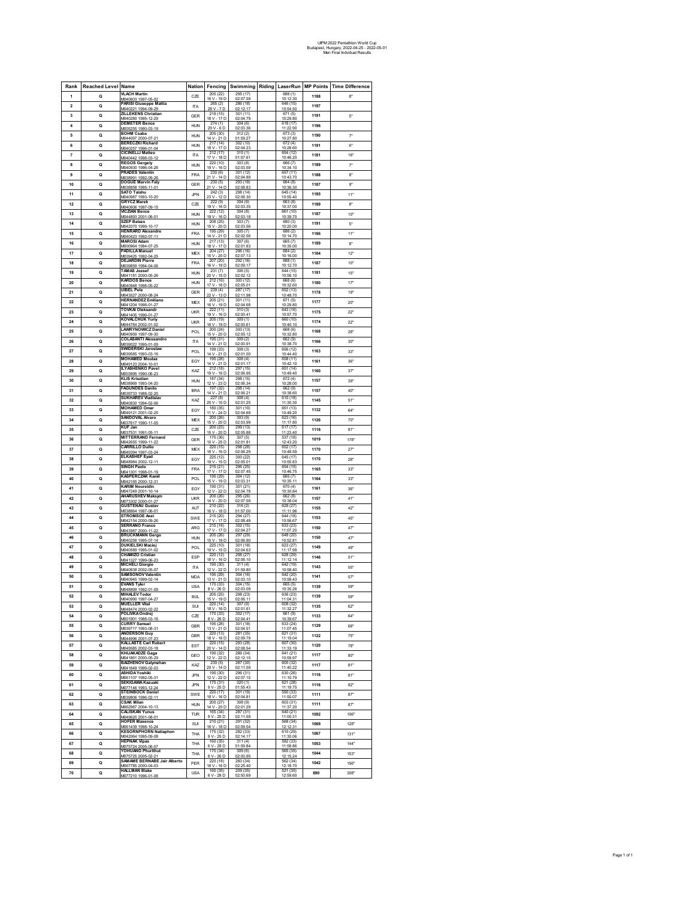# UIPM 2022 Pentathlon World Cup
Budapest, Hungary, 2022-04-25 - 2022-05-01
Men Final Indvidual Results

| Rank | Reached Level | Name | Nation | Fencing | Swimming | Riding | LaserRun | MP Points | Time Difference |
|---|---|---|---|---|---|---|---|---|---|
| 1 | Q | VLACH Martin M040603 1997-05-02 | CZE | 205 (22) 16 V - 19 D | 295 (17) 02:07.59 | | 688 (1) 10:12.30 | 1188 | 8" |
| 2 | Q | PARISI Giuseppe Mattia M040221 1994-09-29 | ITA | 265 (2) 28 V - 7 D | 286 (18) 02:12.17 | | 646 (15) 10:54.50 | 1197 | |
| 3 | Q | ZILLEKENS Christian M040280 1995-12-29 | GER | 219 (15) 18 V - 17 D | 301 (11) 02:04.79 | | 671 (5) 10:29.80 | 1191 | 5" |
| 4 | Q | DEMETER Bence M006255 1990-03-19 | HUN | 274 (1) 29 V - 6 D | 304 (6) 02:03.36 | | 618 (17) 11:22.90 | 1196 | |
| 5 | Q | BOHM Csaba M044097 2000-07-21 | HUN | 205 (30) 14 V - 21 D | 312 (2) 01:59.27 | | 673 (3) 10:27.80 | 1190 | 7" |
| 6 | Q | BERECZKI Richard M040257 1996-01-04 | HUN | 217 (14) 18 V - 17 D | 302 (10) 02:04.23 | | 672 (4) 10:28.60 | 1191 | 6" |
| 7 | Q | CICINELLI Matteo M040442 1998-03-12 | ITA | 212 (17) 17 V - 18 D | 315 (1) 01:57.61 | | 654 (12) 10:46.20 | 1181 | 16" |
| 8 | Q | REGOS Gergely M040930 1996-04-26 | HUN | 220 (10) 19 V - 16 D | 303 (8) 02:03.59 | | 666 (7) 10:34.10 | 1189 | 7" |
| 9 | Q | PRADES Valentin M038991 1992-09-26 | FRA | 230 (6) 21 V - 14 D | 301 (12) 02:04.89 | | 657 (11) 10:43.70 | 1188 | 8" |
| 10 | Q | DOGUE Marvin Faly M038858 1995-11-01 | GER | 230 (5) 21 V - 14 D | 293 (18) 02:08.83 | | 664 (8) 10:36.30 | 1187 | 9" |
| 11 | Q | SATO Taishu M040987 1993-10-20 | JPN | 242 (3) 23 V - 12 D | 298 (14) 02:06.30 | | 645 (14) 10:55.40 | 1185 | 11" |
| 12 | Q | GRYCZ Marek M040606 1997-09-15 | CZE | 222 (9) 19 V - 16 D | 304 (9) 02:03.35 | | 663 (8) 10:37.00 | 1189 | 8" |
| 13 | Q | VICZIAN Bence M044893 2001-06-01 | HUN | 222 (12) 19 V - 16 D | 304 (8) 02:03.18 | | 661 (10) 10:39.70 | 1187 | 10" |
| 14 | Q | SZEP Balazs M042070 1999-10-17 | HUN | 208 (25) 15 V - 20 D | 303 (7) 02:03.56 | | 680 (3) 10:20.00 | 1191 | 5" |
| 15 | Q | HENRARD Alexandre M040423 1992-07-11 | FRA | 195 (29) 14 V - 21 D | 305 (7) 02:02.56 | | 686 (2) 10:14.70 | 1186 | 11" |
| 16 | Q | MAROSI Adam M000964 1984-07-25 | HUN | 217 (13) 18 V - 17 D | 307 (6) 02:01.83 | | 665 (7) 10:35.00 | 1189 | 8" |
| 17 | Q | PADILLA Manuel M039425 1992-04-25 | MEX | 204 (27) 15 V - 20 D | 296 (16) 02:07.13 | | 684 (2) 10:16.00 | 1184 | 12" |
| 18 | Q | DEJARDIN Pierre M039859 1994-04-06 | FRA | 207 (20) 16 V - 19 D | 292 (16) 02:09.17 | | 688 (1) 10:12.70 | 1187 | 10" |
| 19 | Q | TAMAS Jozsef M041181 2000-05-26 | HUN | 231 (7) 20 V - 15 D | 306 (5) 02:02.12 | | 644 (15) 10:56.10 | 1181 | 15" |
| 20 | Q | KARDOS Bence M040948 1998-05-22 | HUN | 212 (16) 17 V - 18 D | 300 (12) 02:05.01 | | 668 (6) 10:32.60 | 1180 | 17" |
| 21 | Q | UIBEL Pele M043827 2000-08-24 | GER | 239 (4) 22 V - 13 D | 287 (17) 02:11.98 | | 652 (13) 10:48.70 | 1178 | 19" |
| 22 | Q | HERNANDEZ Emiliano M041204 1998-01-27 | MEX | 205 (21) 16 V - 19 D | 301 (11) 02:04.68 | | 671 (5) 10:29.80 | 1177 | 20" |
| 23 | Q | TOVKAI Oleksandr M041405 1996-01-27 | UKR | 222 (11) 19 V - 16 D | 310 (3) 02:00.41 | | 643 (16) 10:57.70 | 1175 | 22" |
| 24 | Q | KOVALCHUK Yuriy M044784 2002-01-02 | UKR | 205 (19) 16 V - 19 D | 309 (1) 02:00.61 | | 660 (10) 10:40.10 | 1174 | 22" |
| 25 | Q | LAWRYNOWICZ Daniel M040959 1997-09-30 | POL | 200 (24) 15 V - 20 D | 300 (13) 02:05.12 | | 668 (6) 10:32.80 | 1168 | 28" |
| 26 | Q | COLASANTI Alessandro M039022 1995-01-09 | ITA | 195 (31) 14 V - 21 D | 309 (2) 02:00.91 | | 662 (9) 10:38.70 | 1166 | 30" |
| 27 | Q | SWIDERSKI Jaroslaw M039585 1993-03-16 | POL | 199 (33) 14 V - 21 D | 308 (3) 02:01.00 | | 656 (12) 10:44.40 | 1163 | 33" |
| 28 | Q | MOHAMED Moutaz M049123 2004-10-01 | EGY | 195 (28) 14 V - 21 D | 308 (4) 02:01.17 | | 658 (11) 10:42.10 | 1161 | 36" |
| 29 | Q | ILYASHENKO Pavel M003895 1990-06-23 | KAZ | 212 (18) 19 V - 16 D | 297 (15) 02:06.95 | | 651 (14) 10:49.40 | 1160 | 37" |
| 30 | Q | KLIS Krisztian M038969 1993-04-20 | HUN | 187 (34) 12 V - 23 D | 298 (15) 02:06.34 | | 672 (4) 10:28.00 | 1157 | 39" |
| 31 | Q | FAGUNDES Danilo M039733 1988-02-25 | BRA | 197 (32) 14 V - 21 D | 298 (14) 02:06.21 | | 662 (9) 10:38.60 | 1157 | 40" |
| 32 | Q | SUKHAREV Vladislav M040830 1994-02-06 | KAZ | 227 (8) 20 V - 15 D | 308 (4) 02:01.25 | | 610 (18) 11:30.30 | 1145 | 51" |
| 33 | Q | MOHAMED Omar M049121 2001-02-25 | EGY | 180 (35) 11 V - 24 D | 301 (10) 02:04.69 | | 651 (13) 10:49.20 | 1132 | 64" |
| 34 | Q | SANDOVAL Alvaro M037617 1990-11-05 | MEX | 200 (26) 15 V - 20 D | 303 (9) 02:03.99 | | 623 (16) 11:17.80 | 1126 | 70" |
| 35 | Q | KUF Jan M037531 1991-05-11 | CZE | 200 (23) 15 V - 20 D | 299 (13) 02:05.88 | | 617 (17) 11:23.40 | 1116 | 81" |
| 36 | Q | MITTERRAND Fernand M042655 1999-11-22 | GER | 175 (36) 10 V - 25 D | 307 (5) 02:01.81 | | 537 (18) 12:43.20 | 1019 | 178" |
| 37 | Q | CARRILLO Duilio M049394 1997-03-24 | MEX | 220 (15) 18 V - 16 D | 298 (28) 02:06.29 | | 652 (17) 10:48.59 | 1170 | 27" |
| 38 | Q | ELKASHEF Eyad M048984 2002-12-11 | EGY | 225 (12) 19 V - 15 D | 300 (22) 02:05.01 | | 645 (17) 10:55.83 | 1170 | 28" |
| 39 | Q | SINGH Paolo M041301 1998-01-19 | FRA | 215 (21) 17 V - 17 D | 296 (25) 02:07.45 | | 654 (15) 10:46.75 | 1165 | 33" |
| 40 | Q | KASPERCZAK Kamil M042165 2000-12-31 | POL | 195 (29) 15 V - 19 D | 304 (12) 02:03.31 | | 665 (7) 10:35.11 | 1164 | 33" |
| 41 | Q | KARIM Noureldin M047249 2001-10-14 | EGY | 190 (31) 12 V - 22 D | 301 (21) 02:04.78 | | 670 (4) 10:30.84 | 1161 | 36" |
| 42 | Q | AHARUSHEV Maksym M073302 2000-01-27 | UKR | 200 (26) 14 V - 20 D | 295 (26) 02:07.59 | | 662 (8) 10:38.04 | 1157 | 41" |
| 43 | Q | GUSTENAU Gustav M038864 1997-06-01 | AUT | 210 (22) 16 V - 18 D | 316 (2) 01:57.00 | | 629 (27) 11:11.96 | 1155 | 42" |
| 44 | Q | STROMSOE Axel M042154 2000-09-26 | SWE | 215 (20) 17 V - 17 D | 294 (27) 02:08.49 | | 644 (18) 10:56.67 | 1153 | 45" |
| 45 | Q | SERRANO Franco M043987 2000-11-22 | ARG | 215 (18) 17 V - 17 D | 302 (15) 02:04.27 | | 633 (23) 11:07.20 | 1150 | 47" |
| 46 | Q | BRUCKMANN Gergo M040258 1995-07-14 | HUN | 205 (26) 15 V - 19 D | 297 (29) 02:06.90 | | 648 (20) 10:52.81 | 1150 | 47" |
| 47 | Q | DUKIELSKI Maciej M040589 1995-01-02 | POL | 225 (10) 19 V - 15 D | 301 (18) 02:04.63 | | 623 (27) 11:17.99 | 1149 | 49" |
| 48 | Q | CHAMIZO Cristian M041327 1999-06-23 | ESP | 220 (12) 18 V - 16 D | 298 (27) 02:06.10 | | 628 (29) 11:12.14 | 1146 | 51" |
| 49 | Q | MICHELI Giorgio M040838 2002-06-07 | ITA | 190 (30) 12 V - 22 D | 311 (4) 01:59.80 | | 642 (19) 10:58.40 | 1143 | 55" |
| 50 | Q | SAMSONOV Valentin M040945 1999-02-14 | MDA | 195 (29) 13 V - 21 D | 304 (16) 02:03.10 | | 642 (20) 10:58.43 | 1141 | 57" |
| 51 | Q | EVANS Tyler M048899 1992-01-09 | USA | 170 (33) 8 V - 26 D | 304 (15) 02:03.09 | | 665 (5) 10:35.26 | 1139 | 59" |
| 52 | Q | MIHALEV Todor M040990 1997-04-27 | BUL | 205 (25) 15 V - 19 D | 298 (23) 02:06.11 | | 636 (23) 11:04.31 | 1139 | 59" |
| 53 | Q | MUELLER Vital M048474 2000-02-22 | SUI | 220 (14) 18 V - 16 D | 307 (9) 02:01.61 | | 608 (32) 11:32.27 | 1135 | 62" |
| 54 | Q | POLIVKA Ondrej M001901 1988-03-16 | CZE | 170 (33) 8 V - 26 D | 302 (17) 02:04.41 | | 661 (9) 10:39.67 | 1133 | 64" |
| 55 | Q | CURRY Samuel M039717 1993-08-31 | GBR | 195 (28) 13 V - 21 D | 301 (18) 02:04.51 | | 633 (24) 11:07.45 | 1129 | 68" |
| 56 | Q | ANDERSON Guy M044996 2001-07-23 | GBR | 220 (13) 18 V - 16 D | 281 (35) 02:09.79 | | 621 (31) 11:19.04 | 1122 | 75" |
| 57 | Q | KALLASTE Carl Robert M049585 2002-03-18 | EST | 220 (15) 20 V - 14 D | 293 (28) 02:08.54 | | 607 (30) 11:33.19 | 1120 | 78" |
| 58 | Q | KHIJAKADZE Gaga M041861 2000-06-29 | GEO | 190 (32) 12 V - 22 D | 286 (34) 02:12.15 | | 641 (21) 10:59.97 | 1117 | 80" |
| 59 | Q | BAIZHENOV Galymzhan M041649 1999-02-03 | KAZ | 230 (5) 20 V - 14 D | 287 (30) 02:11.59 | | 600 (32) 11:40.22 | 1117 | 81" |
| 60 | Q | ASHIDA Yoshiki M051107 1992-05-31 | JPN | 190 (30) 12 V - 22 D | 296 (31) 02:07.15 | | 630 (26) 11:10.79 | 1116 | 81" |
| 61 | Q | SEKIGAWA Kazuaki M077146 1993-12-24 | JPN | 175 (31) 9 V - 25 D | 320 (1) 01:55.43 | | 621 (28) 11:19.75 | 1116 | 82" |
| 62 | Q | STEINBOCK Daniel M039806 1996-02-11 | SWE | 220 (17) 18 V - 16 D | 301 (19) 02:04.81 | | 590 (33) 11:50.07 | 1111 | 87" |
| 63 | Q | CSAK Milan M062987 2004-10-13 | HUN | 200 (27) 14 V - 20 D | 308 (9) 02:01.29 | | 603 (31) 11:37.20 | 1111 | 87" |
| 64 | Q | CALISKAN Yunus M049620 2001-08-01 | TUR | 165 (34) 9 V - 25 D | 287 (31) 02:11.59 | | 640 (21) 11:00.31 | 1092 | 106" |
| 65 | Q | HOFER Maxence M061439 1998-10-24 | SUI | 210 (21) 16 V - 18 D | 291 (32) 02:09.54 | | 568 (34) 12:12.31 | 1069 | 128" |
| 66 | Q | KESORNPHORN Nattaphon M042064 1995-09-08 | THA | 175 (32) 9 V - 25 D | 282 (33) 02:14.17 | | 610 (29) 11:30.06 | 1067 | 131" |
| 67 | Q | HEPNAK Vipas M075724 2005-06-07 | THA | 160 (35) 6 V - 28 D | 311 (4) 01:59.84 | | 582 (33) 11:58.86 | 1053 | 144" |
| 68 | Q | YOHUANG Phurithut M075725 2005-02-21 | THA | 170 (34) 8 V - 26 D | 309 (6) 02:00.95 | | 565 (35) 12:15.24 | 1044 | 153" |
| 69 | Q | SAMAME BERNABE Jair Alberto M067785 2000-04-03 | PER | 220 (18) 18 V - 16 D | 260 (34) 02:25.40 | | 562 (34) 12:18.70 | 1042 | 156" |
| 70 | Q | HALLMAN Blake M077210 1996-01-08 | USA | 160 (35) 6 V - 28 D | 209 (35) 02:50.69 | | 521 (35) 12:59.60 | 890 | 308" |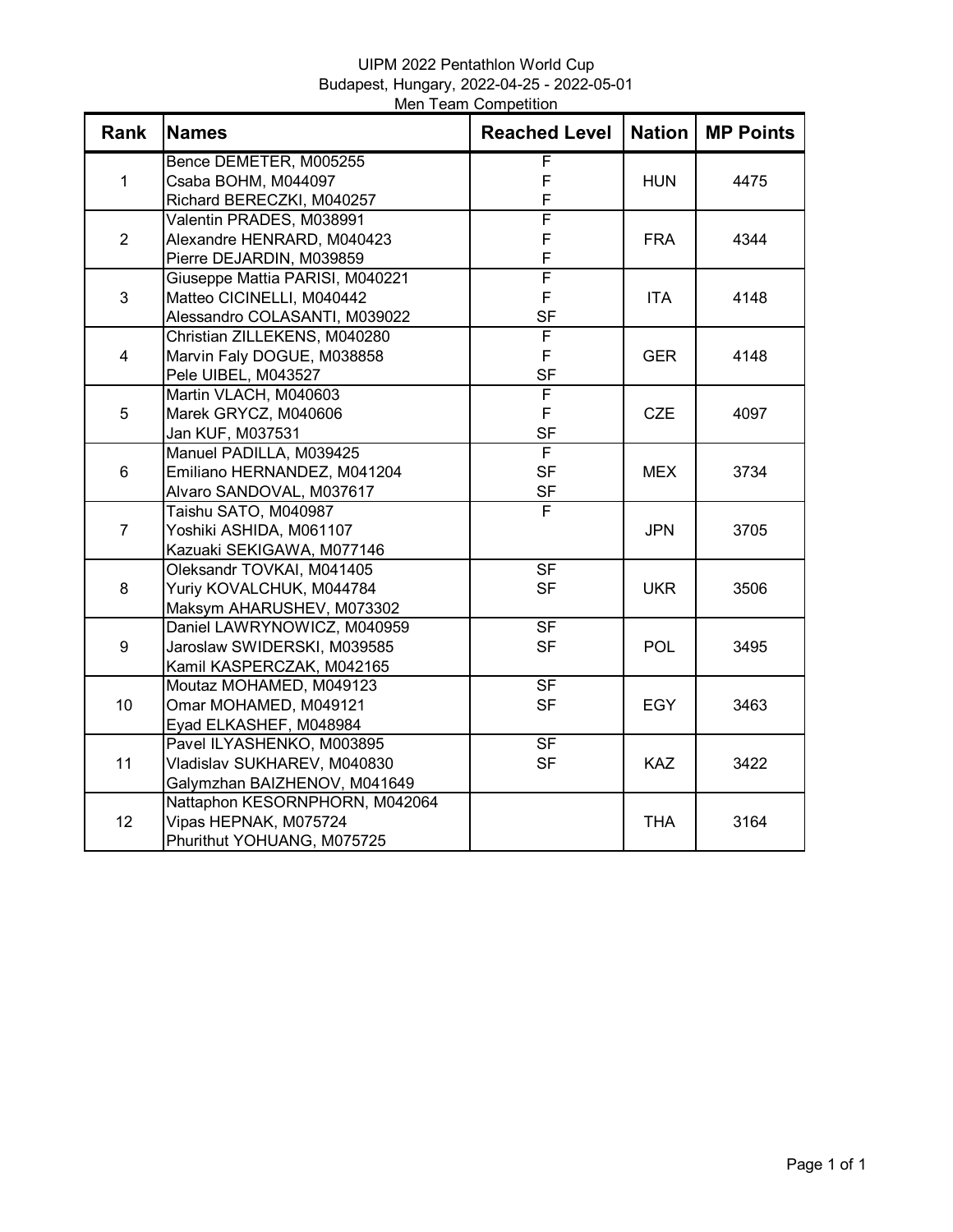UIPM 2022 Pentathlon World Cup
Budapest, Hungary, 2022-04-25 - 2022-05-01
Men Team Competition

| Rank | Names | Reached Level | Nation | MP Points |
|---|---|---|---|---|
| 1 | Bence DEMETER, M005255<br>Csaba BOHM, M044097<br>Richard BERECZKI, M040257 | F<br>F<br>F | HUN | 4475 |
| 2 | Valentin PRADES, M038991<br>Alexandre HENRARD, M040423<br>Pierre DEJARDIN, M039859 | F<br>F<br>F | FRA | 4344 |
| 3 | Giuseppe Mattia PARISI, M040221<br>Matteo CICINELLI, M040442<br>Alessandro COLASANTI, M039022 | F<br>F<br>SF | ITA | 4148 |
| 4 | Christian ZILLEKENS, M040280<br>Marvin Faly DOGUE, M038858<br>Pele UIBEL, M043527 | F<br>F<br>SF | GER | 4148 |
| 5 | Martin VLACH, M040603<br>Marek GRYCZ, M040606<br>Jan KUF, M037531 | F<br>F<br>SF | CZE | 4097 |
| 6 | Manuel PADILLA, M039425<br>Emiliano HERNANDEZ, M041204<br>Alvaro SANDOVAL, M037617 | F<br>SF<br>SF | MEX | 3734 |
| 7 | Taishu SATO, M040987<br>Yoshiki ASHIDA, M061107<br>Kazuaki SEKIGAWA, M077146 | F | JPN | 3705 |
| 8 | Oleksandr TOVKAI, M041405<br>Yuriy KOVALCHUK, M044784<br>Maksym AHARUSHEV, M073302 | SF<br>SF | UKR | 3506 |
| 9 | Daniel LAWRYNOWICZ, M040959<br>Jaroslaw SWIDERSKI, M039585<br>Kamil KASPERCZAK, M042165 | SF<br>SF | POL | 3495 |
| 10 | Moutaz MOHAMED, M049123<br>Omar MOHAMED, M049121<br>Eyad ELKASHEF, M048984 | SF<br>SF | EGY | 3463 |
| 11 | Pavel ILYASHENKO, M003895<br>Vladislav SUKHAREV, M040830<br>Galymzhan BAIZHENOV, M041649 | SF<br>SF | KAZ | 3422 |
| 12 | Nattaphon KESORNPHORN, M042064<br>Vipas HEPNAK, M075724<br>Phurithut YOHUANG, M075725 | | THA | 3164 |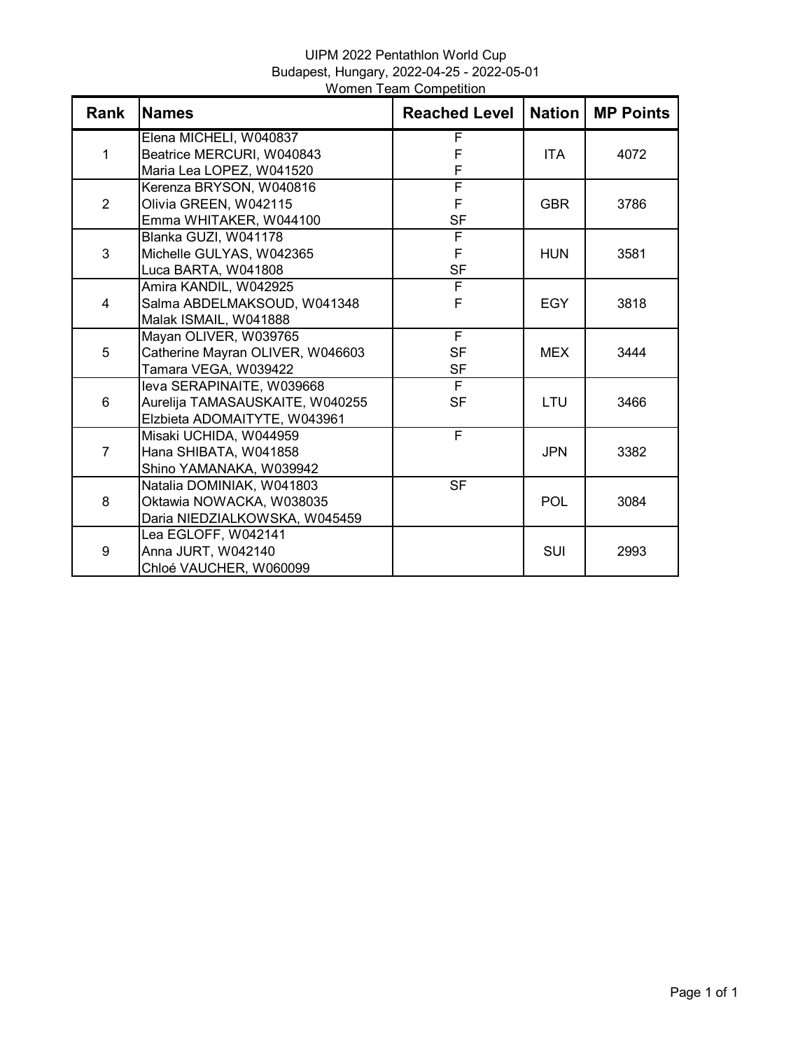UIPM 2022 Pentathlon World Cup
Budapest, Hungary, 2022-04-25 - 2022-05-01
Women Team Competition

| Rank | Names | Reached Level | Nation | MP Points |
|---|---|---|---|---|
| 1 | Elena MICHELI, W040837<br>Beatrice MERCURI, W040843<br>Maria Lea LOPEZ, W041520 | F<br>F<br>F | ITA | 4072 |
| 2 | Kerenza BRYSON, W040816<br>Olivia GREEN, W042115<br>Emma WHITAKER, W044100 | F<br>F<br>SF | GBR | 3786 |
| 3 | Blanka GUZI, W041178<br>Michelle GULYAS, W042365<br>Luca BARTA, W041808 | F<br>F<br>SF | HUN | 3581 |
| 4 | Amira KANDIL, W042925<br>Salma ABDELMAKSOUD, W041348<br>Malak ISMAIL, W041888 | F<br>F | EGY | 3818 |
| 5 | Mayan OLIVER, W039765<br>Catherine Mayran OLIVER, W046603<br>Tamara VEGA, W039422 | F<br>SF<br>SF | MEX | 3444 |
| 6 | Ieva SERAPINAITE, W039668<br>Aurelija TAMASAUSKAITE, W040255<br>Elzbieta ADOMAITYTE, W043961 | F<br>SF | LTU | 3466 |
| 7 | Misaki UCHIDA, W044959<br>Hana SHIBATA, W041858<br>Shino YAMANAKA, W039942 | F | JPN | 3382 |
| 8 | Natalia DOMINIAK, W041803<br>Oktawia NOWACKA, W038035<br>Daria NIEDZIALKOWSKA, W045459 | SF | POL | 3084 |
| 9 | Lea EGLOFF, W042141<br>Anna JURT, W042140<br>Chloé VAUCHER, W060099 | | SUI | 2993 |